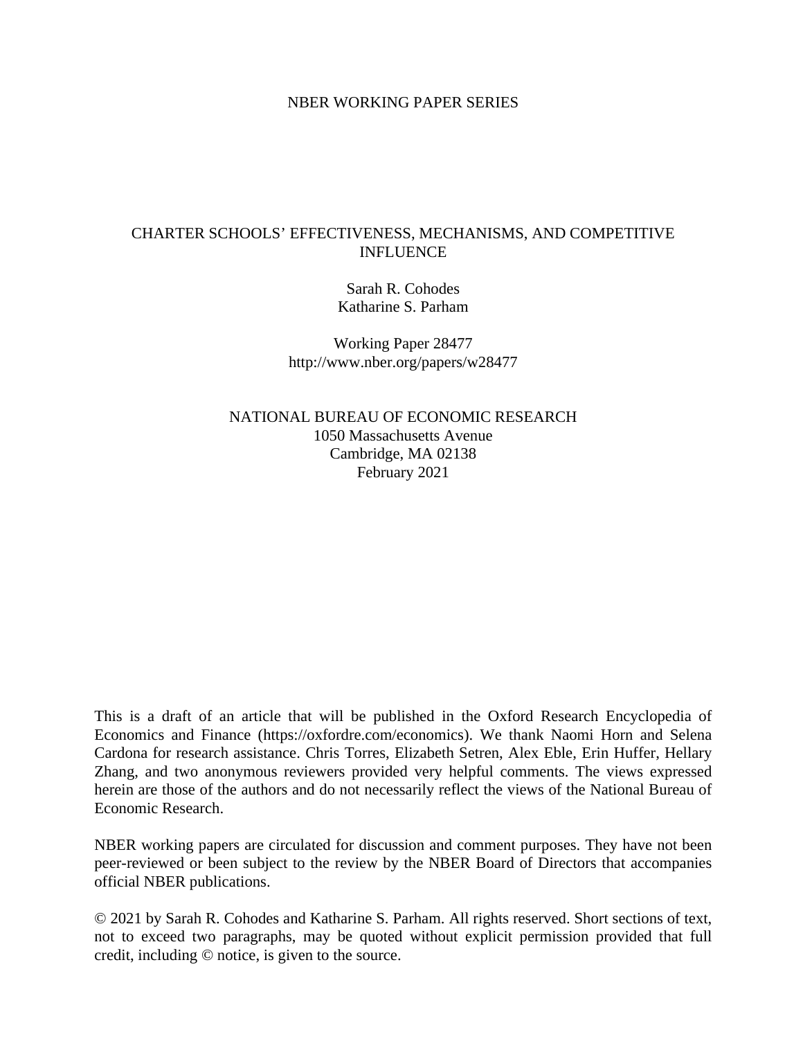NBER WORKING PAPER SERIES

# CHARTER SCHOOLS' EFFECTIVENESS, MECHANISMS, AND COMPETITIVE INFLUENCE

Sarah R. Cohodes
Katharine S. Parham

Working Paper 28477
http://www.nber.org/papers/w28477

NATIONAL BUREAU OF ECONOMIC RESEARCH
1050 Massachusetts Avenue
Cambridge, MA 02138
February 2021

This is a draft of an article that will be published in the Oxford Research Encyclopedia of Economics and Finance (https://oxfordre.com/economics). We thank Naomi Horn and Selena Cardona for research assistance. Chris Torres, Elizabeth Setren, Alex Eble, Erin Huffer, Hellary Zhang, and two anonymous reviewers provided very helpful comments. The views expressed herein are those of the authors and do not necessarily reflect the views of the National Bureau of Economic Research.

NBER working papers are circulated for discussion and comment purposes. They have not been peer-reviewed or been subject to the review by the NBER Board of Directors that accompanies official NBER publications.

© 2021 by Sarah R. Cohodes and Katharine S. Parham. All rights reserved. Short sections of text, not to exceed two paragraphs, may be quoted without explicit permission provided that full credit, including © notice, is given to the source.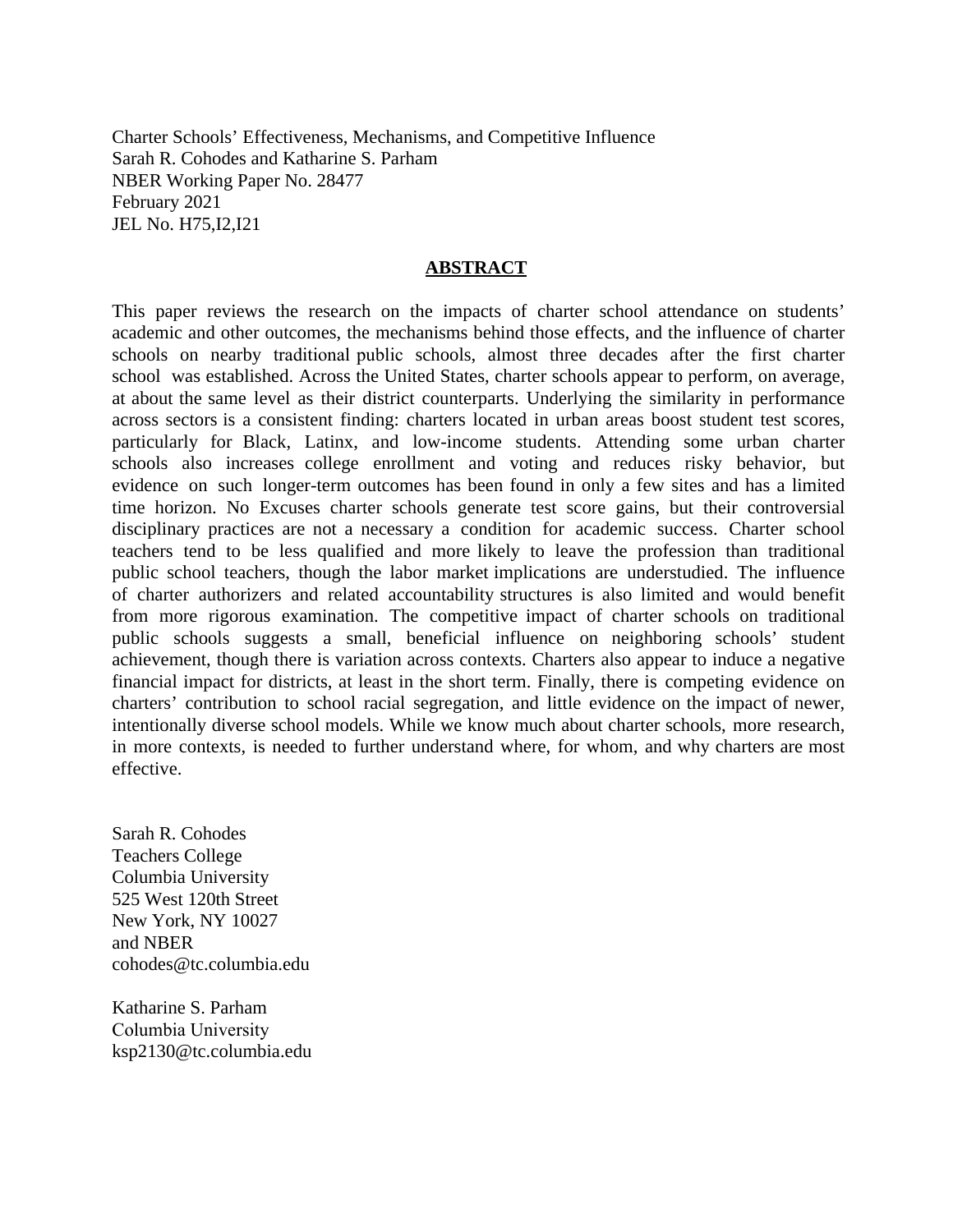Charter Schools' Effectiveness, Mechanisms, and Competitive Influence
Sarah R. Cohodes and Katharine S. Parham
NBER Working Paper No. 28477
February 2021
JEL No. H75,I2,I21

## ABSTRACT

This paper reviews the research on the impacts of charter school attendance on students' academic and other outcomes, the mechanisms behind those effects, and the influence of charter schools on nearby traditional public schools, almost three decades after the first charter school was established. Across the United States, charter schools appear to perform, on average, at about the same level as their district counterparts. Underlying the similarity in performance across sectors is a consistent finding: charters located in urban areas boost student test scores, particularly for Black, Latinx, and low-income students. Attending some urban charter schools also increases college enrollment and voting and reduces risky behavior, but evidence on such longer-term outcomes has been found in only a few sites and has a limited time horizon. No Excuses charter schools generate test score gains, but their controversial disciplinary practices are not a necessary a condition for academic success. Charter school teachers tend to be less qualified and more likely to leave the profession than traditional public school teachers, though the labor market implications are understudied. The influence of charter authorizers and related accountability structures is also limited and would benefit from more rigorous examination. The competitive impact of charter schools on traditional public schools suggests a small, beneficial influence on neighboring schools' student achievement, though there is variation across contexts. Charters also appear to induce a negative financial impact for districts, at least in the short term. Finally, there is competing evidence on charters' contribution to school racial segregation, and little evidence on the impact of newer, intentionally diverse school models. While we know much about charter schools, more research, in more contexts, is needed to further understand where, for whom, and why charters are most effective.

Sarah R. Cohodes
Teachers College
Columbia University
525 West 120th Street
New York, NY 10027
and NBER
cohodes@tc.columbia.edu

Katharine S. Parham
Columbia University
ksp2130@tc.columbia.edu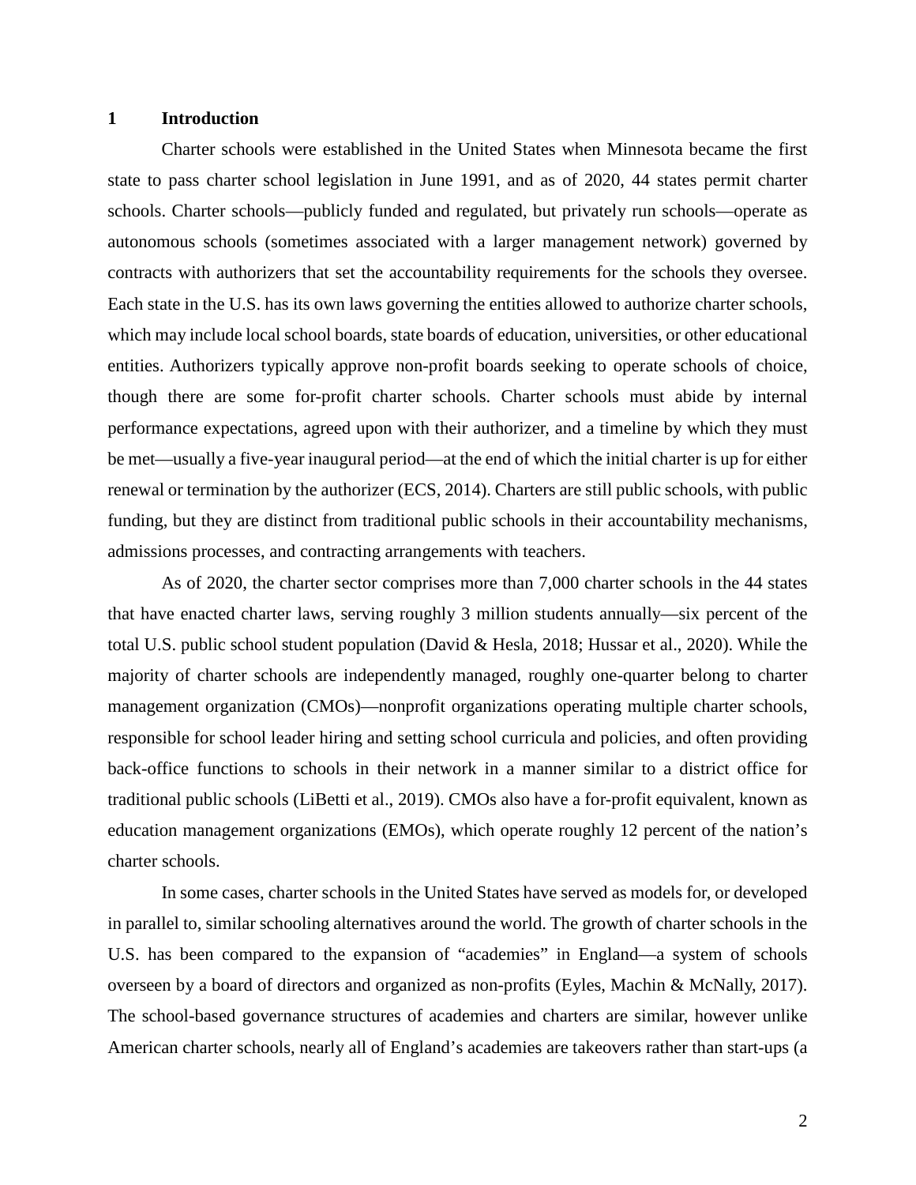# 1 Introduction

Charter schools were established in the United States when Minnesota became the first state to pass charter school legislation in June 1991, and as of 2020, 44 states permit charter schools. Charter schools—publicly funded and regulated, but privately run schools—operate as autonomous schools (sometimes associated with a larger management network) governed by contracts with authorizers that set the accountability requirements for the schools they oversee. Each state in the U.S. has its own laws governing the entities allowed to authorize charter schools, which may include local school boards, state boards of education, universities, or other educational entities. Authorizers typically approve non-profit boards seeking to operate schools of choice, though there are some for-profit charter schools. Charter schools must abide by internal performance expectations, agreed upon with their authorizer, and a timeline by which they must be met—usually a five-year inaugural period—at the end of which the initial charter is up for either renewal or termination by the authorizer (ECS, 2014). Charters are still public schools, with public funding, but they are distinct from traditional public schools in their accountability mechanisms, admissions processes, and contracting arrangements with teachers.

As of 2020, the charter sector comprises more than 7,000 charter schools in the 44 states that have enacted charter laws, serving roughly 3 million students annually—six percent of the total U.S. public school student population (David & Hesla, 2018; Hussar et al., 2020). While the majority of charter schools are independently managed, roughly one-quarter belong to charter management organization (CMOs)—nonprofit organizations operating multiple charter schools, responsible for school leader hiring and setting school curricula and policies, and often providing back-office functions to schools in their network in a manner similar to a district office for traditional public schools (LiBetti et al., 2019). CMOs also have a for-profit equivalent, known as education management organizations (EMOs), which operate roughly 12 percent of the nation's charter schools.

In some cases, charter schools in the United States have served as models for, or developed in parallel to, similar schooling alternatives around the world. The growth of charter schools in the U.S. has been compared to the expansion of "academies" in England—a system of schools overseen by a board of directors and organized as non-profits (Eyles, Machin & McNally, 2017). The school-based governance structures of academies and charters are similar, however unlike American charter schools, nearly all of England's academies are takeovers rather than start-ups (a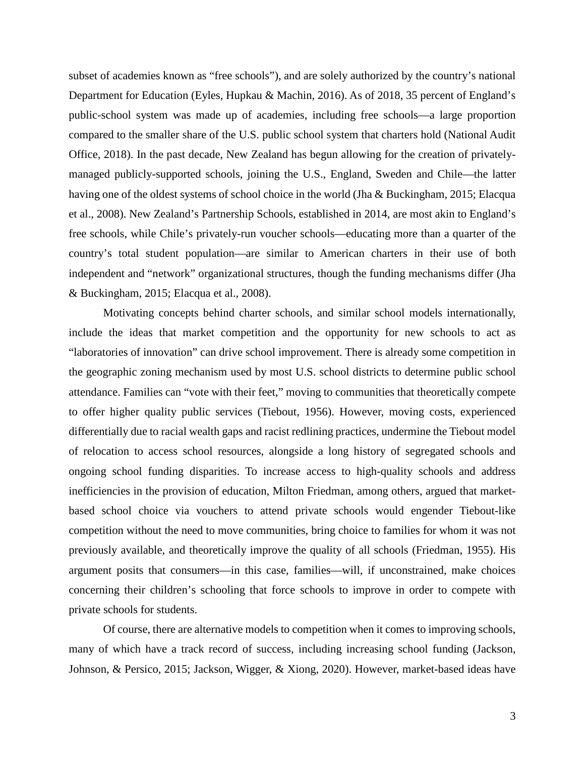subset of academies known as "free schools"), and are solely authorized by the country's national Department for Education (Eyles, Hupkau & Machin, 2016). As of 2018, 35 percent of England's public-school system was made up of academies, including free schools—a large proportion compared to the smaller share of the U.S. public school system that charters hold (National Audit Office, 2018). In the past decade, New Zealand has begun allowing for the creation of privately-managed publicly-supported schools, joining the U.S., England, Sweden and Chile—the latter having one of the oldest systems of school choice in the world (Jha & Buckingham, 2015; Elacqua et al., 2008). New Zealand's Partnership Schools, established in 2014, are most akin to England's free schools, while Chile's privately-run voucher schools—educating more than a quarter of the country's total student population—are similar to American charters in their use of both independent and "network" organizational structures, though the funding mechanisms differ (Jha & Buckingham, 2015; Elacqua et al., 2008).

Motivating concepts behind charter schools, and similar school models internationally, include the ideas that market competition and the opportunity for new schools to act as "laboratories of innovation" can drive school improvement. There is already some competition in the geographic zoning mechanism used by most U.S. school districts to determine public school attendance. Families can "vote with their feet," moving to communities that theoretically compete to offer higher quality public services (Tiebout, 1956). However, moving costs, experienced differentially due to racial wealth gaps and racist redlining practices, undermine the Tiebout model of relocation to access school resources, alongside a long history of segregated schools and ongoing school funding disparities. To increase access to high-quality schools and address inefficiencies in the provision of education, Milton Friedman, among others, argued that market-based school choice via vouchers to attend private schools would engender Tiebout-like competition without the need to move communities, bring choice to families for whom it was not previously available, and theoretically improve the quality of all schools (Friedman, 1955). His argument posits that consumers—in this case, families—will, if unconstrained, make choices concerning their children's schooling that force schools to improve in order to compete with private schools for students.

Of course, there are alternative models to competition when it comes to improving schools, many of which have a track record of success, including increasing school funding (Jackson, Johnson, & Persico, 2015; Jackson, Wigger, & Xiong, 2020). However, market-based ideas have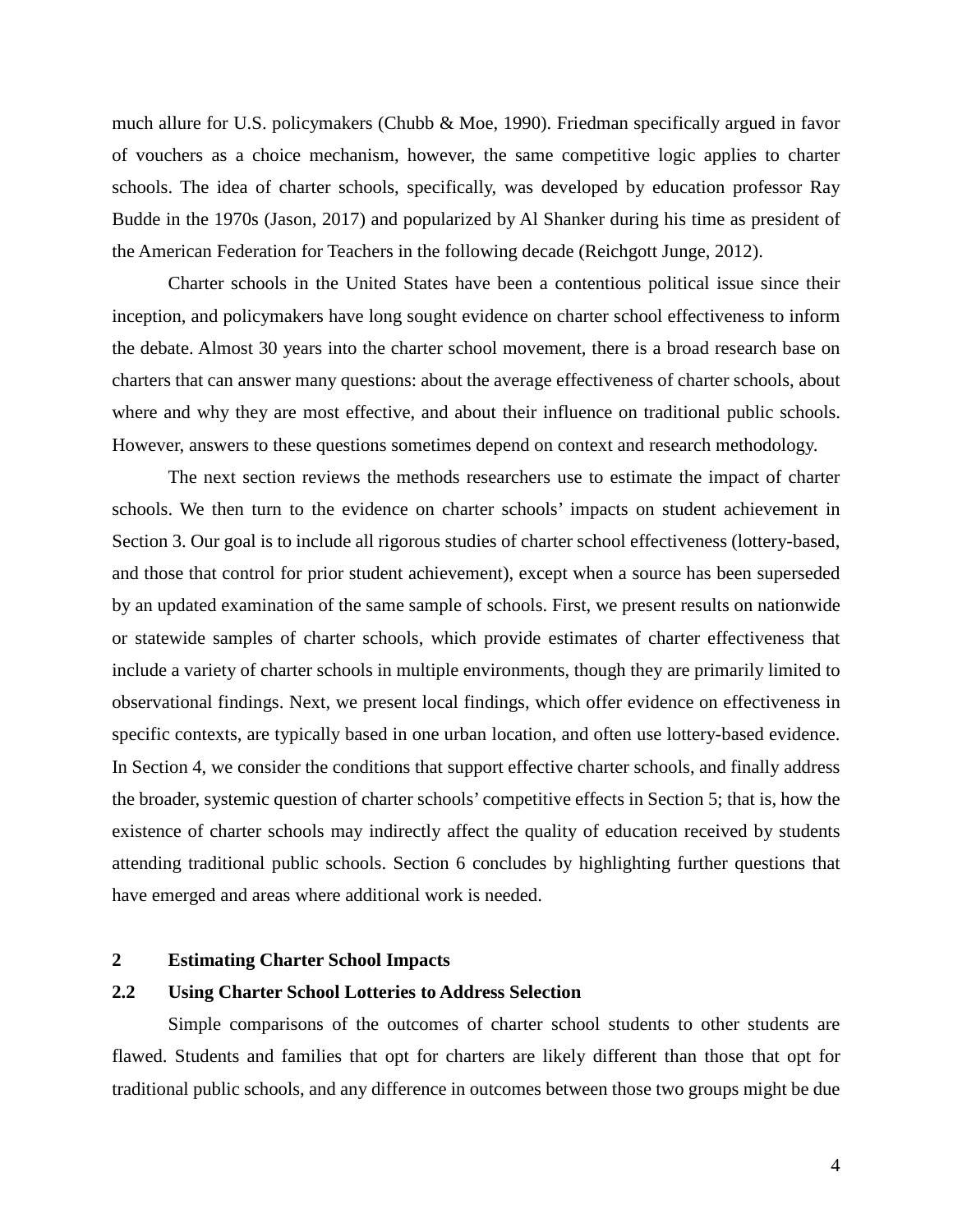much allure for U.S. policymakers (Chubb & Moe, 1990). Friedman specifically argued in favor of vouchers as a choice mechanism, however, the same competitive logic applies to charter schools. The idea of charter schools, specifically, was developed by education professor Ray Budde in the 1970s (Jason, 2017) and popularized by Al Shanker during his time as president of the American Federation for Teachers in the following decade (Reichgott Junge, 2012).

Charter schools in the United States have been a contentious political issue since their inception, and policymakers have long sought evidence on charter school effectiveness to inform the debate. Almost 30 years into the charter school movement, there is a broad research base on charters that can answer many questions: about the average effectiveness of charter schools, about where and why they are most effective, and about their influence on traditional public schools. However, answers to these questions sometimes depend on context and research methodology.

The next section reviews the methods researchers use to estimate the impact of charter schools. We then turn to the evidence on charter schools' impacts on student achievement in Section 3. Our goal is to include all rigorous studies of charter school effectiveness (lottery-based, and those that control for prior student achievement), except when a source has been superseded by an updated examination of the same sample of schools. First, we present results on nationwide or statewide samples of charter schools, which provide estimates of charter effectiveness that include a variety of charter schools in multiple environments, though they are primarily limited to observational findings. Next, we present local findings, which offer evidence on effectiveness in specific contexts, are typically based in one urban location, and often use lottery-based evidence. In Section 4, we consider the conditions that support effective charter schools, and finally address the broader, systemic question of charter schools' competitive effects in Section 5; that is, how the existence of charter schools may indirectly affect the quality of education received by students attending traditional public schools. Section 6 concludes by highlighting further questions that have emerged and areas where additional work is needed.

## 2 Estimating Charter School Impacts

### 2.2 Using Charter School Lotteries to Address Selection

Simple comparisons of the outcomes of charter school students to other students are flawed. Students and families that opt for charters are likely different than those that opt for traditional public schools, and any difference in outcomes between those two groups might be due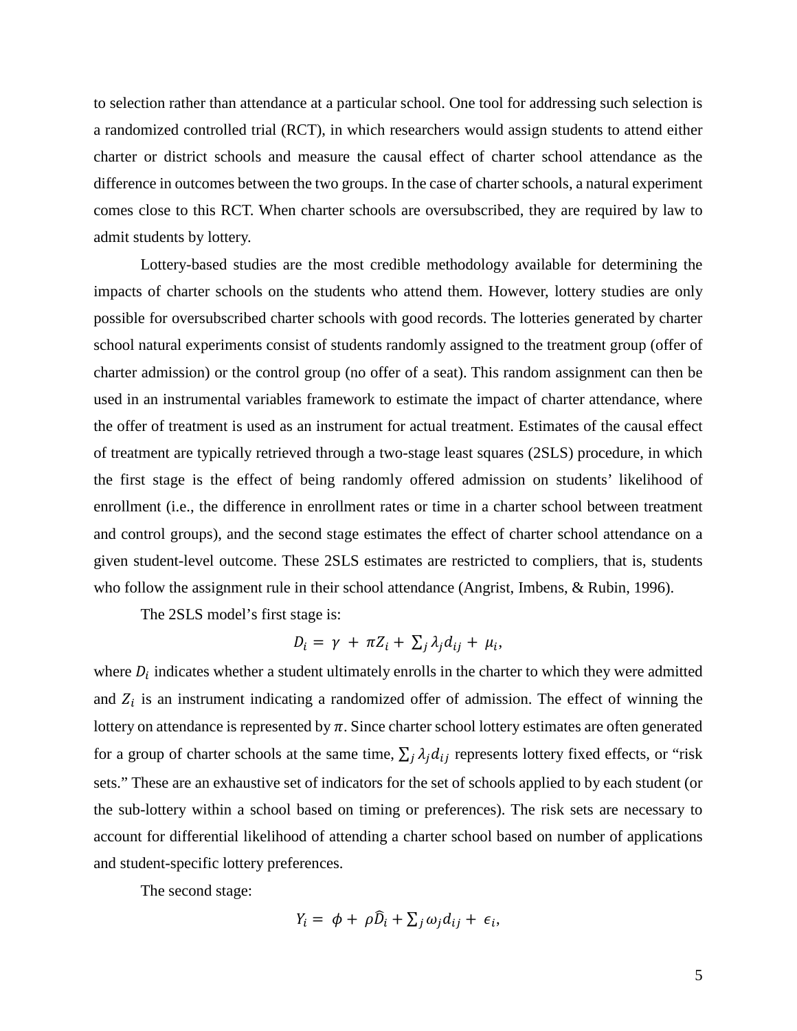to selection rather than attendance at a particular school. One tool for addressing such selection is a randomized controlled trial (RCT), in which researchers would assign students to attend either charter or district schools and measure the causal effect of charter school attendance as the difference in outcomes between the two groups. In the case of charter schools, a natural experiment comes close to this RCT. When charter schools are oversubscribed, they are required by law to admit students by lottery.

Lottery-based studies are the most credible methodology available for determining the impacts of charter schools on the students who attend them. However, lottery studies are only possible for oversubscribed charter schools with good records. The lotteries generated by charter school natural experiments consist of students randomly assigned to the treatment group (offer of charter admission) or the control group (no offer of a seat). This random assignment can then be used in an instrumental variables framework to estimate the impact of charter attendance, where the offer of treatment is used as an instrument for actual treatment. Estimates of the causal effect of treatment are typically retrieved through a two-stage least squares (2SLS) procedure, in which the first stage is the effect of being randomly offered admission on students' likelihood of enrollment (i.e., the difference in enrollment rates or time in a charter school between treatment and control groups), and the second stage estimates the effect of charter school attendance on a given student-level outcome. These 2SLS estimates are restricted to compliers, that is, students who follow the assignment rule in their school attendance (Angrist, Imbens, & Rubin, 1996).

The 2SLS model's first stage is:

$$D_i = \gamma + \pi Z_i + \sum_j \lambda_j d_{ij} + \mu_i,$$

where $D_i$ indicates whether a student ultimately enrolls in the charter to which they were admitted and $Z_i$ is an instrument indicating a randomized offer of admission. The effect of winning the lottery on attendance is represented by $\pi$. Since charter school lottery estimates are often generated for a group of charter schools at the same time, $\sum_j \lambda_j d_{ij}$ represents lottery fixed effects, or "risk sets." These are an exhaustive set of indicators for the set of schools applied to by each student (or the sub-lottery within a school based on timing or preferences). The risk sets are necessary to account for differential likelihood of attending a charter school based on number of applications and student-specific lottery preferences.

The second stage:

$$Y_i = \phi + \rho \widehat{D}_i + \sum_j \omega_j d_{ij} + \epsilon_i,$$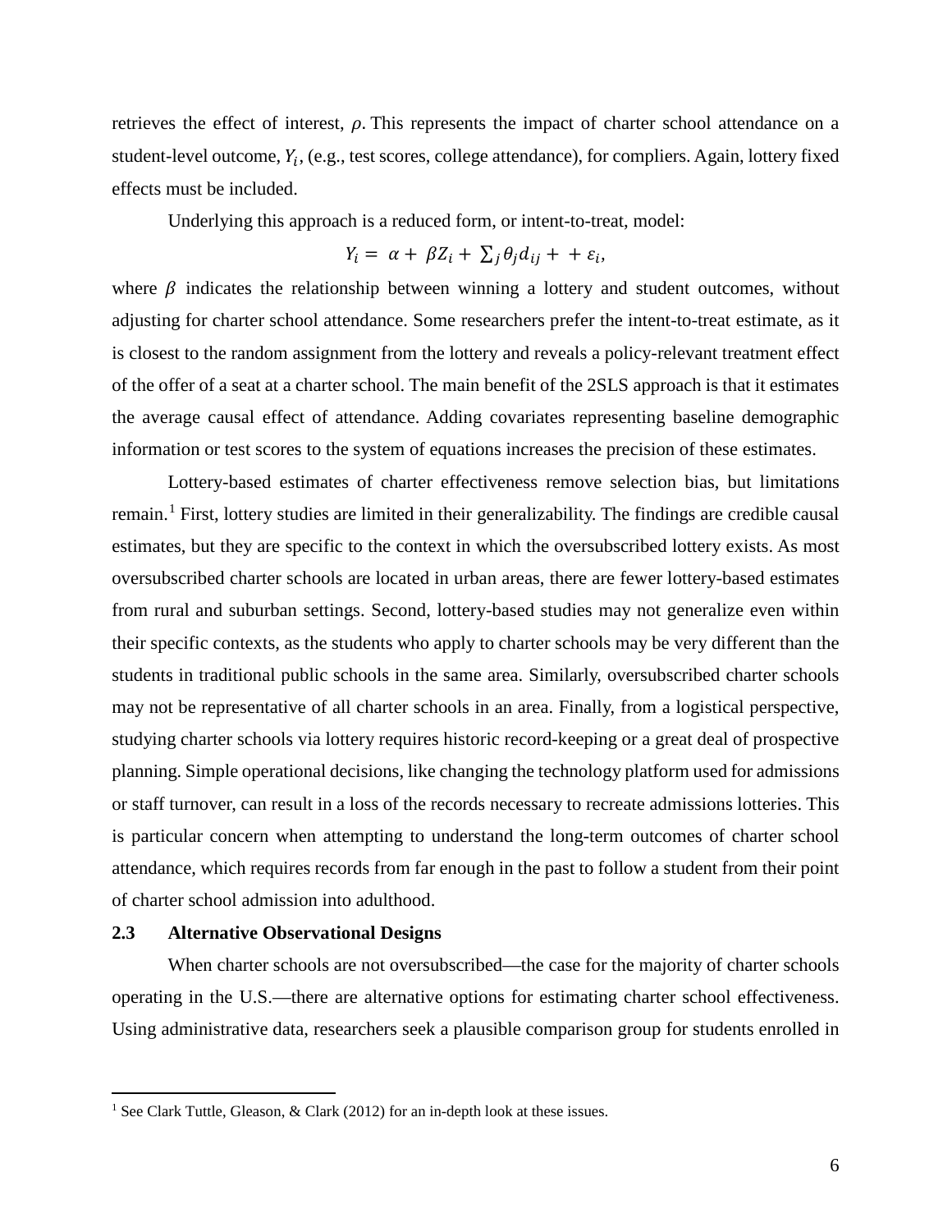retrieves the effect of interest, $\rho$. This represents the impact of charter school attendance on a student-level outcome, $Y_i$, (e.g., test scores, college attendance), for compliers. Again, lottery fixed effects must be included.

Underlying this approach is a reduced form, or intent-to-treat, model:

$$Y_i = \alpha + \beta Z_i + \sum_j \theta_j d_{ij} + + \varepsilon_i,$$

where $\beta$ indicates the relationship between winning a lottery and student outcomes, without adjusting for charter school attendance. Some researchers prefer the intent-to-treat estimate, as it is closest to the random assignment from the lottery and reveals a policy-relevant treatment effect of the offer of a seat at a charter school. The main benefit of the 2SLS approach is that it estimates the average causal effect of attendance. Adding covariates representing baseline demographic information or test scores to the system of equations increases the precision of these estimates.

Lottery-based estimates of charter effectiveness remove selection bias, but limitations remain.[1] First, lottery studies are limited in their generalizability. The findings are credible causal estimates, but they are specific to the context in which the oversubscribed lottery exists. As most oversubscribed charter schools are located in urban areas, there are fewer lottery-based estimates from rural and suburban settings. Second, lottery-based studies may not generalize even within their specific contexts, as the students who apply to charter schools may be very different than the students in traditional public schools in the same area. Similarly, oversubscribed charter schools may not be representative of all charter schools in an area. Finally, from a logistical perspective, studying charter schools via lottery requires historic record-keeping or a great deal of prospective planning. Simple operational decisions, like changing the technology platform used for admissions or staff turnover, can result in a loss of the records necessary to recreate admissions lotteries. This is particular concern when attempting to understand the long-term outcomes of charter school attendance, which requires records from far enough in the past to follow a student from their point of charter school admission into adulthood.

### 2.3 Alternative Observational Designs

When charter schools are not oversubscribed—the case for the majority of charter schools operating in the U.S.—there are alternative options for estimating charter school effectiveness. Using administrative data, researchers seek a plausible comparison group for students enrolled in

[1] See Clark Tuttle, Gleason, & Clark (2012) for an in-depth look at these issues.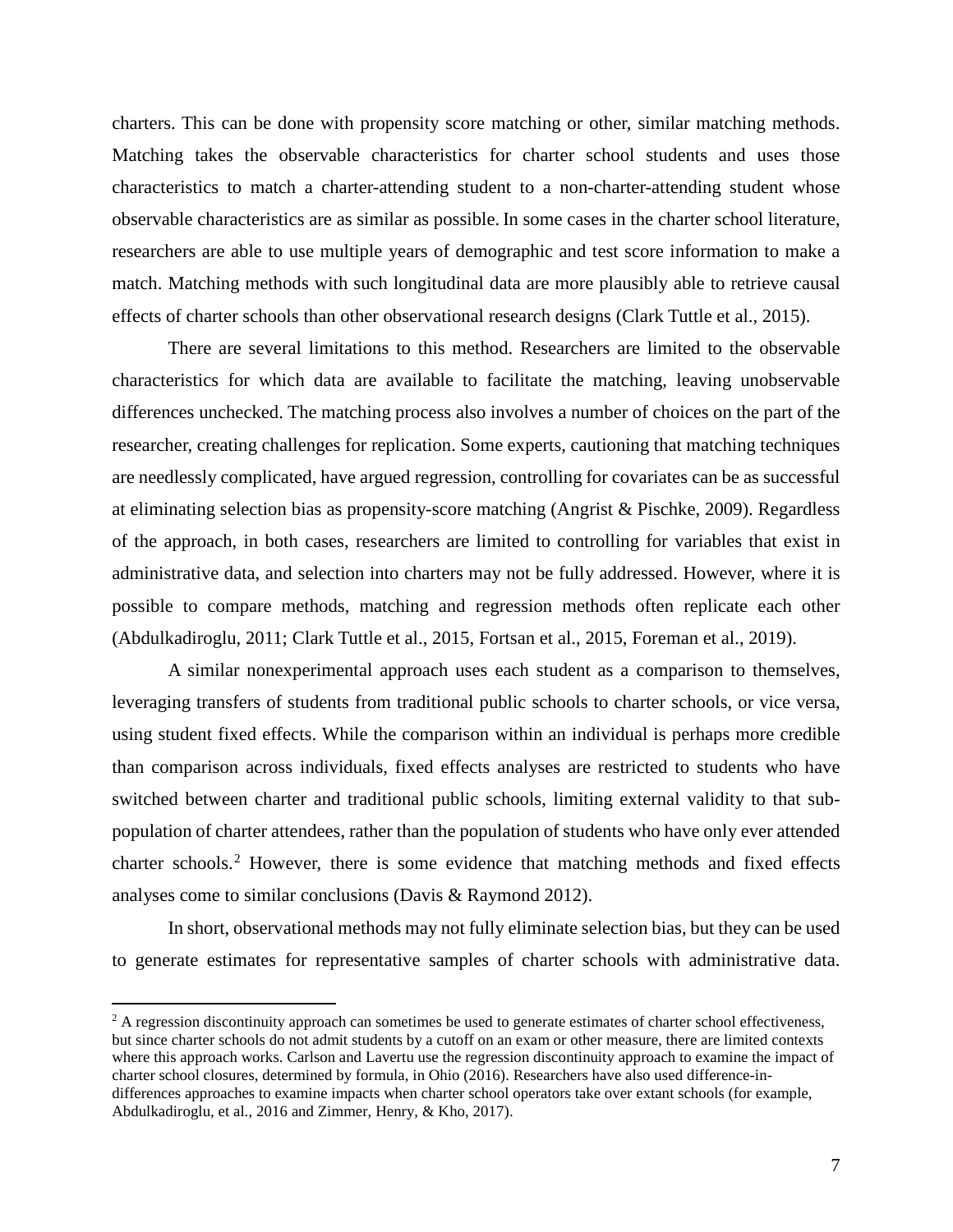charters. This can be done with propensity score matching or other, similar matching methods. Matching takes the observable characteristics for charter school students and uses those characteristics to match a charter-attending student to a non-charter-attending student whose observable characteristics are as similar as possible. In some cases in the charter school literature, researchers are able to use multiple years of demographic and test score information to make a match. Matching methods with such longitudinal data are more plausibly able to retrieve causal effects of charter schools than other observational research designs (Clark Tuttle et al., 2015).

There are several limitations to this method. Researchers are limited to the observable characteristics for which data are available to facilitate the matching, leaving unobservable differences unchecked. The matching process also involves a number of choices on the part of the researcher, creating challenges for replication. Some experts, cautioning that matching techniques are needlessly complicated, have argued regression, controlling for covariates can be as successful at eliminating selection bias as propensity-score matching (Angrist & Pischke, 2009). Regardless of the approach, in both cases, researchers are limited to controlling for variables that exist in administrative data, and selection into charters may not be fully addressed. However, where it is possible to compare methods, matching and regression methods often replicate each other (Abdulkadiroglu, 2011; Clark Tuttle et al., 2015, Fortsan et al., 2015, Foreman et al., 2019).

A similar nonexperimental approach uses each student as a comparison to themselves, leveraging transfers of students from traditional public schools to charter schools, or vice versa, using student fixed effects. While the comparison within an individual is perhaps more credible than comparison across individuals, fixed effects analyses are restricted to students who have switched between charter and traditional public schools, limiting external validity to that sub-population of charter attendees, rather than the population of students who have only ever attended charter schools.[2] However, there is some evidence that matching methods and fixed effects analyses come to similar conclusions (Davis & Raymond 2012).

In short, observational methods may not fully eliminate selection bias, but they can be used to generate estimates for representative samples of charter schools with administrative data.

---

[2] A regression discontinuity approach can sometimes be used to generate estimates of charter school effectiveness, but since charter schools do not admit students by a cutoff on an exam or other measure, there are limited contexts where this approach works. Carlson and Lavertu use the regression discontinuity approach to examine the impact of charter school closures, determined by formula, in Ohio (2016). Researchers have also used difference-in-differences approaches to examine impacts when charter school operators take over extant schools (for example, Abdulkadiroglu, et al., 2016 and Zimmer, Henry, & Kho, 2017).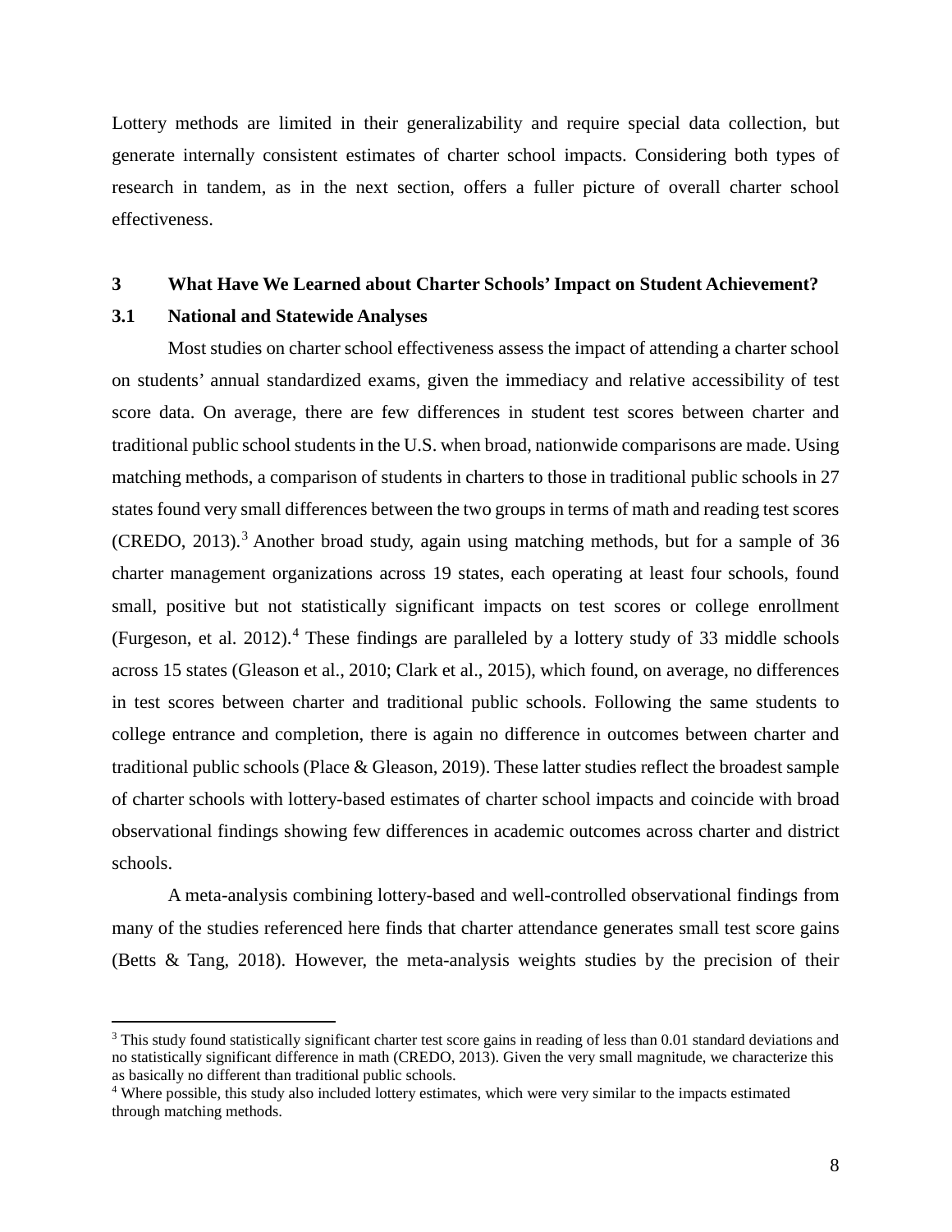Lottery methods are limited in their generalizability and require special data collection, but generate internally consistent estimates of charter school impacts. Considering both types of research in tandem, as in the next section, offers a fuller picture of overall charter school effectiveness.

## 3 What Have We Learned about Charter Schools' Impact on Student Achievement?

### 3.1 National and Statewide Analyses

Most studies on charter school effectiveness assess the impact of attending a charter school on students' annual standardized exams, given the immediacy and relative accessibility of test score data. On average, there are few differences in student test scores between charter and traditional public school students in the U.S. when broad, nationwide comparisons are made. Using matching methods, a comparison of students in charters to those in traditional public schools in 27 states found very small differences between the two groups in terms of math and reading test scores (CREDO, 2013).[3] Another broad study, again using matching methods, but for a sample of 36 charter management organizations across 19 states, each operating at least four schools, found small, positive but not statistically significant impacts on test scores or college enrollment (Furgeson, et al. 2012).[4] These findings are paralleled by a lottery study of 33 middle schools across 15 states (Gleason et al., 2010; Clark et al., 2015), which found, on average, no differences in test scores between charter and traditional public schools. Following the same students to college entrance and completion, there is again no difference in outcomes between charter and traditional public schools (Place & Gleason, 2019). These latter studies reflect the broadest sample of charter schools with lottery-based estimates of charter school impacts and coincide with broad observational findings showing few differences in academic outcomes across charter and district schools.

A meta-analysis combining lottery-based and well-controlled observational findings from many of the studies referenced here finds that charter attendance generates small test score gains (Betts & Tang, 2018). However, the meta-analysis weights studies by the precision of their

---

[3] This study found statistically significant charter test score gains in reading of less than 0.01 standard deviations and no statistically significant difference in math (CREDO, 2013). Given the very small magnitude, we characterize this as basically no different than traditional public schools.

[4] Where possible, this study also included lottery estimates, which were very similar to the impacts estimated through matching methods.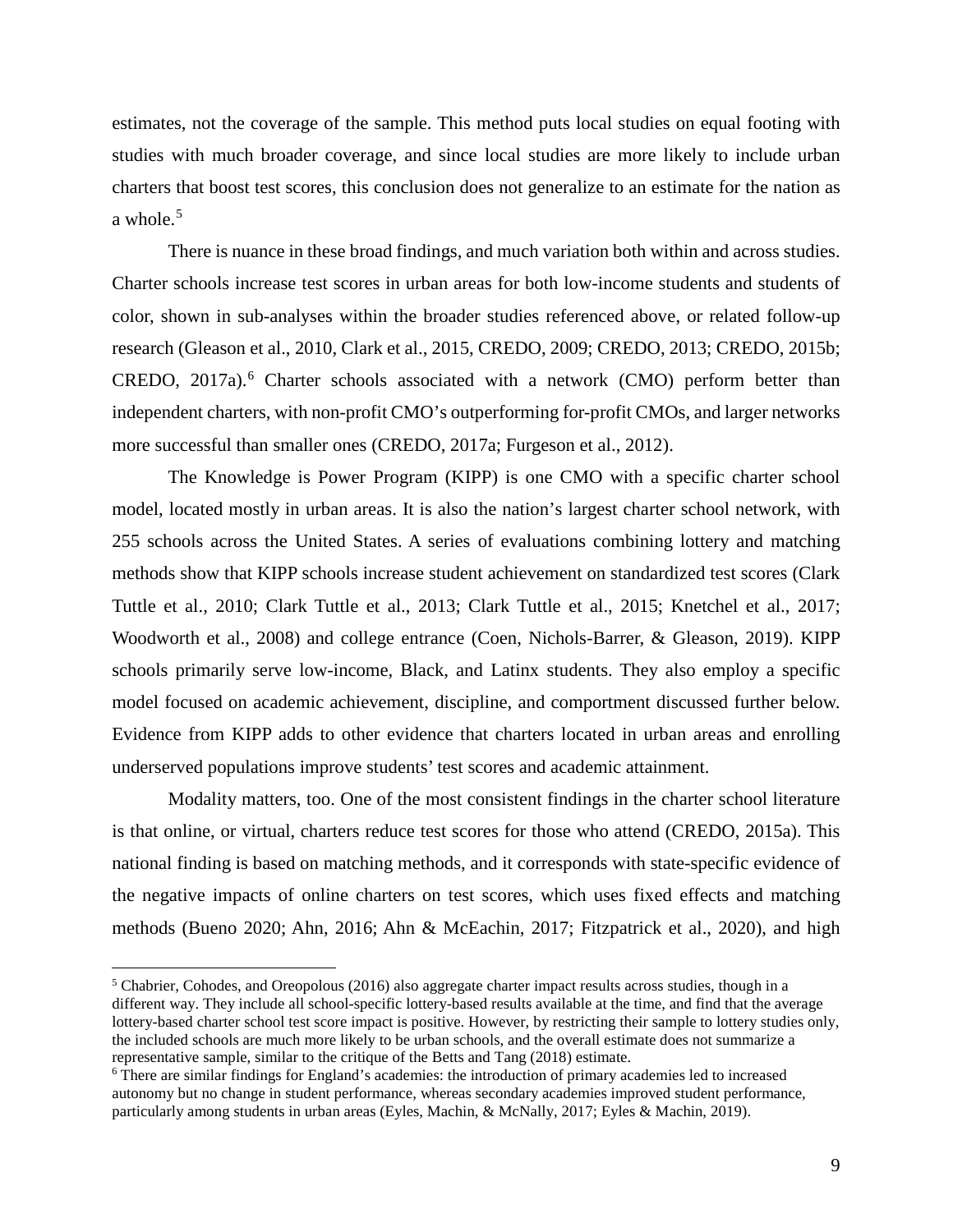estimates, not the coverage of the sample. This method puts local studies on equal footing with studies with much broader coverage, and since local studies are more likely to include urban charters that boost test scores, this conclusion does not generalize to an estimate for the nation as a whole.[5]

There is nuance in these broad findings, and much variation both within and across studies. Charter schools increase test scores in urban areas for both low-income students and students of color, shown in sub-analyses within the broader studies referenced above, or related follow-up research (Gleason et al., 2010, Clark et al., 2015, CREDO, 2009; CREDO, 2013; CREDO, 2015b; CREDO, 2017a).[6] Charter schools associated with a network (CMO) perform better than independent charters, with non-profit CMO's outperforming for-profit CMOs, and larger networks more successful than smaller ones (CREDO, 2017a; Furgeson et al., 2012).

The Knowledge is Power Program (KIPP) is one CMO with a specific charter school model, located mostly in urban areas. It is also the nation's largest charter school network, with 255 schools across the United States. A series of evaluations combining lottery and matching methods show that KIPP schools increase student achievement on standardized test scores (Clark Tuttle et al., 2010; Clark Tuttle et al., 2013; Clark Tuttle et al., 2015; Knetchel et al., 2017; Woodworth et al., 2008) and college entrance (Coen, Nichols-Barrer, & Gleason, 2019). KIPP schools primarily serve low-income, Black, and Latinx students. They also employ a specific model focused on academic achievement, discipline, and comportment discussed further below. Evidence from KIPP adds to other evidence that charters located in urban areas and enrolling underserved populations improve students' test scores and academic attainment.

Modality matters, too. One of the most consistent findings in the charter school literature is that online, or virtual, charters reduce test scores for those who attend (CREDO, 2015a). This national finding is based on matching methods, and it corresponds with state-specific evidence of the negative impacts of online charters on test scores, which uses fixed effects and matching methods (Bueno 2020; Ahn, 2016; Ahn & McEachin, 2017; Fitzpatrick et al., 2020), and high

---

[5] Chabrier, Cohodes, and Oreopolous (2016) also aggregate charter impact results across studies, though in a different way. They include all school-specific lottery-based results available at the time, and find that the average lottery-based charter school test score impact is positive. However, by restricting their sample to lottery studies only, the included schools are much more likely to be urban schools, and the overall estimate does not summarize a representative sample, similar to the critique of the Betts and Tang (2018) estimate.

[6] There are similar findings for England's academies: the introduction of primary academies led to increased autonomy but no change in student performance, whereas secondary academies improved student performance, particularly among students in urban areas (Eyles, Machin, & McNally, 2017; Eyles & Machin, 2019).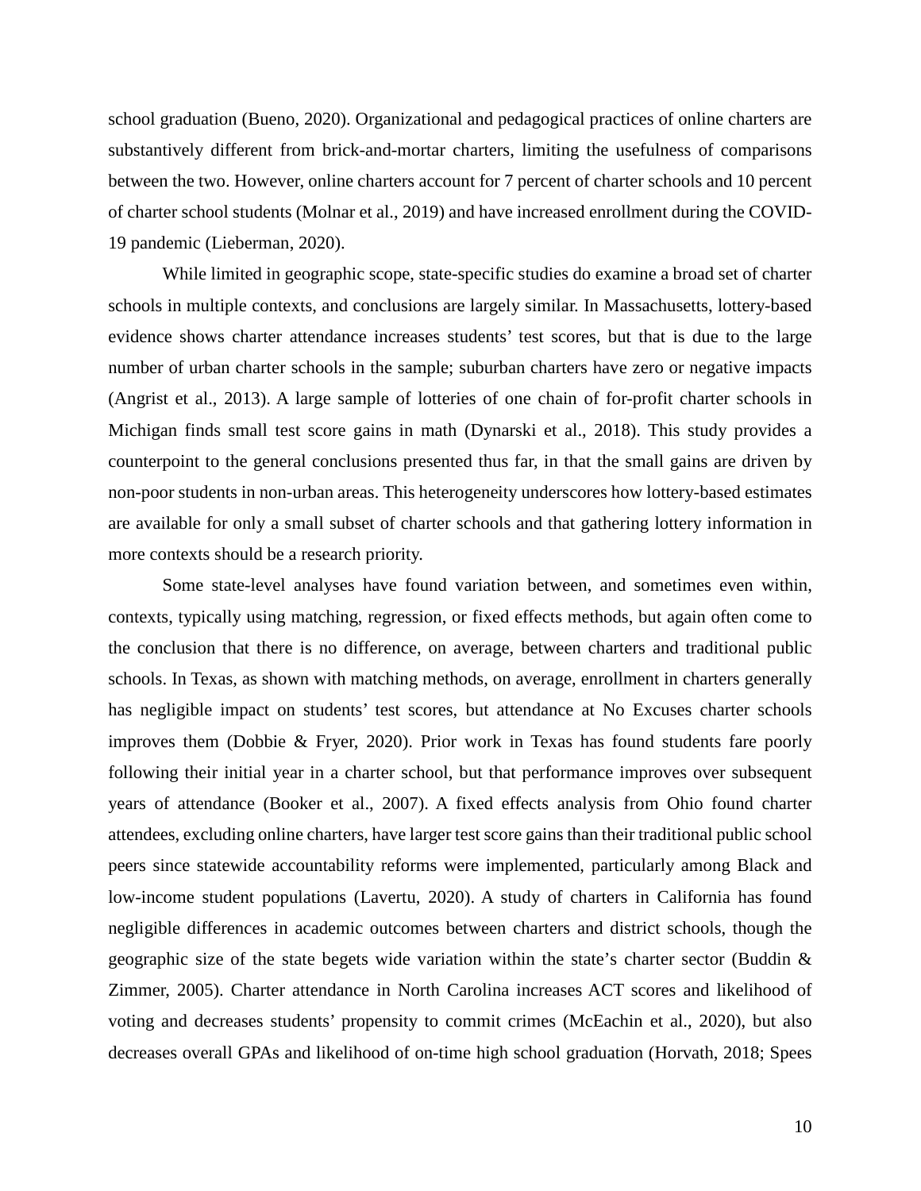school graduation (Bueno, 2020). Organizational and pedagogical practices of online charters are substantively different from brick-and-mortar charters, limiting the usefulness of comparisons between the two. However, online charters account for 7 percent of charter schools and 10 percent of charter school students (Molnar et al., 2019) and have increased enrollment during the COVID-19 pandemic (Lieberman, 2020).

While limited in geographic scope, state-specific studies do examine a broad set of charter schools in multiple contexts, and conclusions are largely similar. In Massachusetts, lottery-based evidence shows charter attendance increases students' test scores, but that is due to the large number of urban charter schools in the sample; suburban charters have zero or negative impacts (Angrist et al., 2013). A large sample of lotteries of one chain of for-profit charter schools in Michigan finds small test score gains in math (Dynarski et al., 2018). This study provides a counterpoint to the general conclusions presented thus far, in that the small gains are driven by non-poor students in non-urban areas. This heterogeneity underscores how lottery-based estimates are available for only a small subset of charter schools and that gathering lottery information in more contexts should be a research priority.

Some state-level analyses have found variation between, and sometimes even within, contexts, typically using matching, regression, or fixed effects methods, but again often come to the conclusion that there is no difference, on average, between charters and traditional public schools. In Texas, as shown with matching methods, on average, enrollment in charters generally has negligible impact on students' test scores, but attendance at No Excuses charter schools improves them (Dobbie & Fryer, 2020). Prior work in Texas has found students fare poorly following their initial year in a charter school, but that performance improves over subsequent years of attendance (Booker et al., 2007). A fixed effects analysis from Ohio found charter attendees, excluding online charters, have larger test score gains than their traditional public school peers since statewide accountability reforms were implemented, particularly among Black and low-income student populations (Lavertu, 2020). A study of charters in California has found negligible differences in academic outcomes between charters and district schools, though the geographic size of the state begets wide variation within the state's charter sector (Buddin & Zimmer, 2005). Charter attendance in North Carolina increases ACT scores and likelihood of voting and decreases students' propensity to commit crimes (McEachin et al., 2020), but also decreases overall GPAs and likelihood of on-time high school graduation (Horvath, 2018; Spees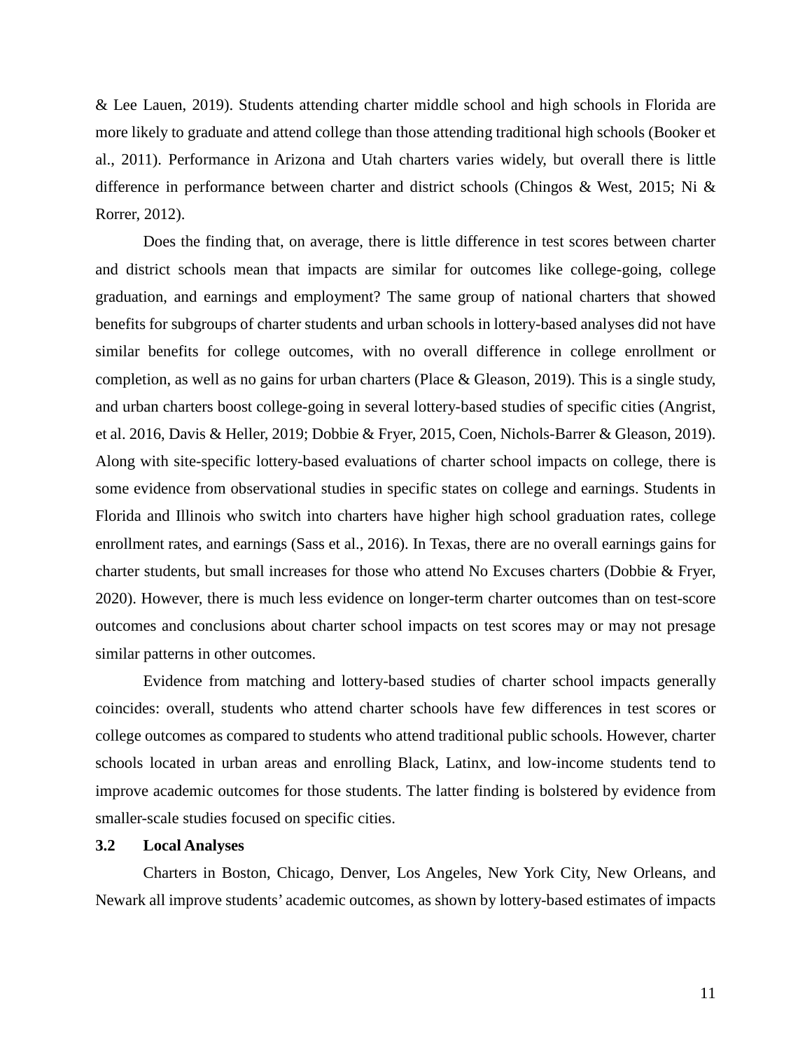& Lee Lauen, 2019). Students attending charter middle school and high schools in Florida are more likely to graduate and attend college than those attending traditional high schools (Booker et al., 2011). Performance in Arizona and Utah charters varies widely, but overall there is little difference in performance between charter and district schools (Chingos & West, 2015; Ni & Rorrer, 2012).

Does the finding that, on average, there is little difference in test scores between charter and district schools mean that impacts are similar for outcomes like college-going, college graduation, and earnings and employment? The same group of national charters that showed benefits for subgroups of charter students and urban schools in lottery-based analyses did not have similar benefits for college outcomes, with no overall difference in college enrollment or completion, as well as no gains for urban charters (Place & Gleason, 2019). This is a single study, and urban charters boost college-going in several lottery-based studies of specific cities (Angrist, et al. 2016, Davis & Heller, 2019; Dobbie & Fryer, 2015, Coen, Nichols-Barrer & Gleason, 2019). Along with site-specific lottery-based evaluations of charter school impacts on college, there is some evidence from observational studies in specific states on college and earnings. Students in Florida and Illinois who switch into charters have higher high school graduation rates, college enrollment rates, and earnings (Sass et al., 2016). In Texas, there are no overall earnings gains for charter students, but small increases for those who attend No Excuses charters (Dobbie & Fryer, 2020). However, there is much less evidence on longer-term charter outcomes than on test-score outcomes and conclusions about charter school impacts on test scores may or may not presage similar patterns in other outcomes.

Evidence from matching and lottery-based studies of charter school impacts generally coincides: overall, students who attend charter schools have few differences in test scores or college outcomes as compared to students who attend traditional public schools. However, charter schools located in urban areas and enrolling Black, Latinx, and low-income students tend to improve academic outcomes for those students. The latter finding is bolstered by evidence from smaller-scale studies focused on specific cities.

### 3.2 Local Analyses

Charters in Boston, Chicago, Denver, Los Angeles, New York City, New Orleans, and Newark all improve students' academic outcomes, as shown by lottery-based estimates of impacts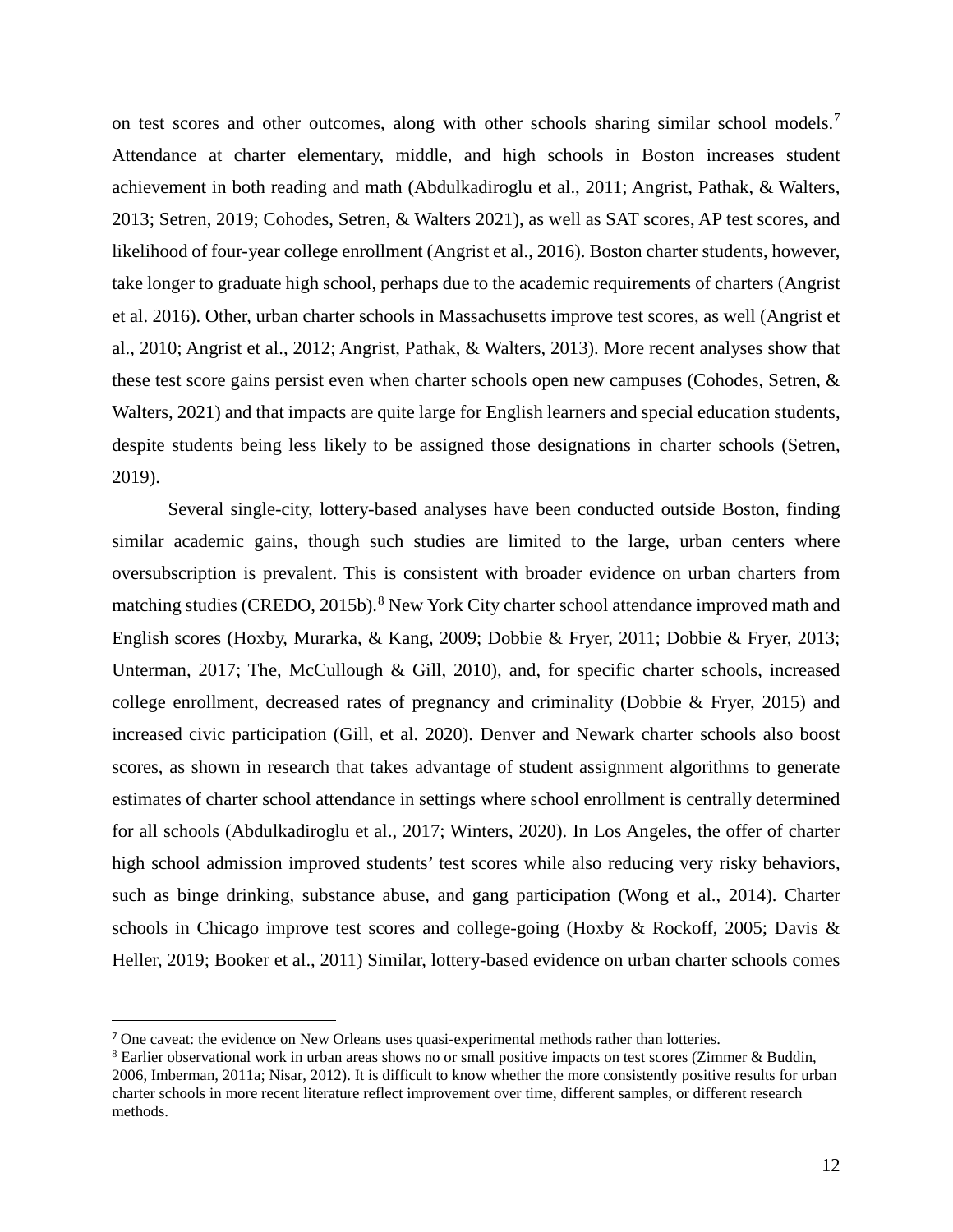on test scores and other outcomes, along with other schools sharing similar school models.[7] Attendance at charter elementary, middle, and high schools in Boston increases student achievement in both reading and math (Abdulkadiroglu et al., 2011; Angrist, Pathak, & Walters, 2013; Setren, 2019; Cohodes, Setren, & Walters 2021), as well as SAT scores, AP test scores, and likelihood of four-year college enrollment (Angrist et al., 2016). Boston charter students, however, take longer to graduate high school, perhaps due to the academic requirements of charters (Angrist et al. 2016). Other, urban charter schools in Massachusetts improve test scores, as well (Angrist et al., 2010; Angrist et al., 2012; Angrist, Pathak, & Walters, 2013). More recent analyses show that these test score gains persist even when charter schools open new campuses (Cohodes, Setren, & Walters, 2021) and that impacts are quite large for English learners and special education students, despite students being less likely to be assigned those designations in charter schools (Setren, 2019).

Several single-city, lottery-based analyses have been conducted outside Boston, finding similar academic gains, though such studies are limited to the large, urban centers where oversubscription is prevalent. This is consistent with broader evidence on urban charters from matching studies (CREDO, 2015b).[8] New York City charter school attendance improved math and English scores (Hoxby, Murarka, & Kang, 2009; Dobbie & Fryer, 2011; Dobbie & Fryer, 2013; Unterman, 2017; The, McCullough & Gill, 2010), and, for specific charter schools, increased college enrollment, decreased rates of pregnancy and criminality (Dobbie & Fryer, 2015) and increased civic participation (Gill, et al. 2020). Denver and Newark charter schools also boost scores, as shown in research that takes advantage of student assignment algorithms to generate estimates of charter school attendance in settings where school enrollment is centrally determined for all schools (Abdulkadiroglu et al., 2017; Winters, 2020). In Los Angeles, the offer of charter high school admission improved students' test scores while also reducing very risky behaviors, such as binge drinking, substance abuse, and gang participation (Wong et al., 2014). Charter schools in Chicago improve test scores and college-going (Hoxby & Rockoff, 2005; Davis & Heller, 2019; Booker et al., 2011) Similar, lottery-based evidence on urban charter schools comes

[7] One caveat: the evidence on New Orleans uses quasi-experimental methods rather than lotteries.

[8] Earlier observational work in urban areas shows no or small positive impacts on test scores (Zimmer & Buddin, 2006, Imberman, 2011a; Nisar, 2012). It is difficult to know whether the more consistently positive results for urban charter schools in more recent literature reflect improvement over time, different samples, or different research methods.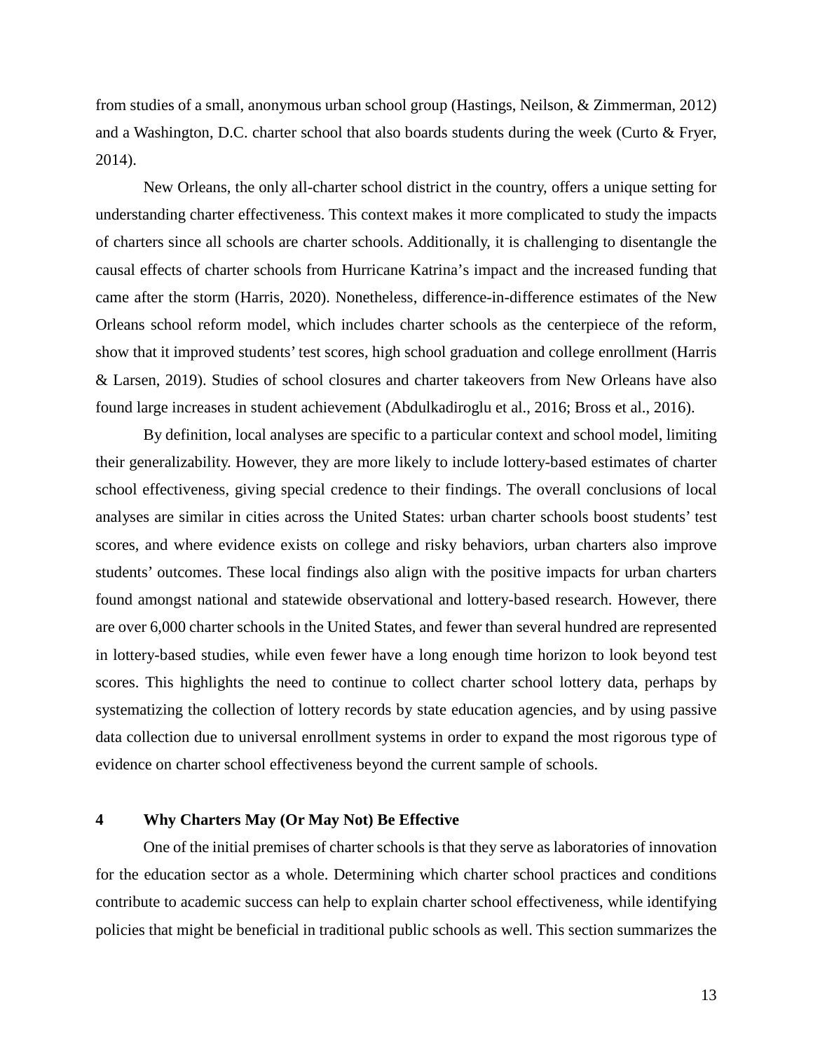from studies of a small, anonymous urban school group (Hastings, Neilson, & Zimmerman, 2012) and a Washington, D.C. charter school that also boards students during the week (Curto & Fryer, 2014).

New Orleans, the only all-charter school district in the country, offers a unique setting for understanding charter effectiveness. This context makes it more complicated to study the impacts of charters since all schools are charter schools. Additionally, it is challenging to disentangle the causal effects of charter schools from Hurricane Katrina's impact and the increased funding that came after the storm (Harris, 2020). Nonetheless, difference-in-difference estimates of the New Orleans school reform model, which includes charter schools as the centerpiece of the reform, show that it improved students' test scores, high school graduation and college enrollment (Harris & Larsen, 2019). Studies of school closures and charter takeovers from New Orleans have also found large increases in student achievement (Abdulkadiroglu et al., 2016; Bross et al., 2016).

By definition, local analyses are specific to a particular context and school model, limiting their generalizability. However, they are more likely to include lottery-based estimates of charter school effectiveness, giving special credence to their findings. The overall conclusions of local analyses are similar in cities across the United States: urban charter schools boost students' test scores, and where evidence exists on college and risky behaviors, urban charters also improve students' outcomes. These local findings also align with the positive impacts for urban charters found amongst national and statewide observational and lottery-based research. However, there are over 6,000 charter schools in the United States, and fewer than several hundred are represented in lottery-based studies, while even fewer have a long enough time horizon to look beyond test scores. This highlights the need to continue to collect charter school lottery data, perhaps by systematizing the collection of lottery records by state education agencies, and by using passive data collection due to universal enrollment systems in order to expand the most rigorous type of evidence on charter school effectiveness beyond the current sample of schools.

## 4 Why Charters May (Or May Not) Be Effective

One of the initial premises of charter schools is that they serve as laboratories of innovation for the education sector as a whole. Determining which charter school practices and conditions contribute to academic success can help to explain charter school effectiveness, while identifying policies that might be beneficial in traditional public schools as well. This section summarizes the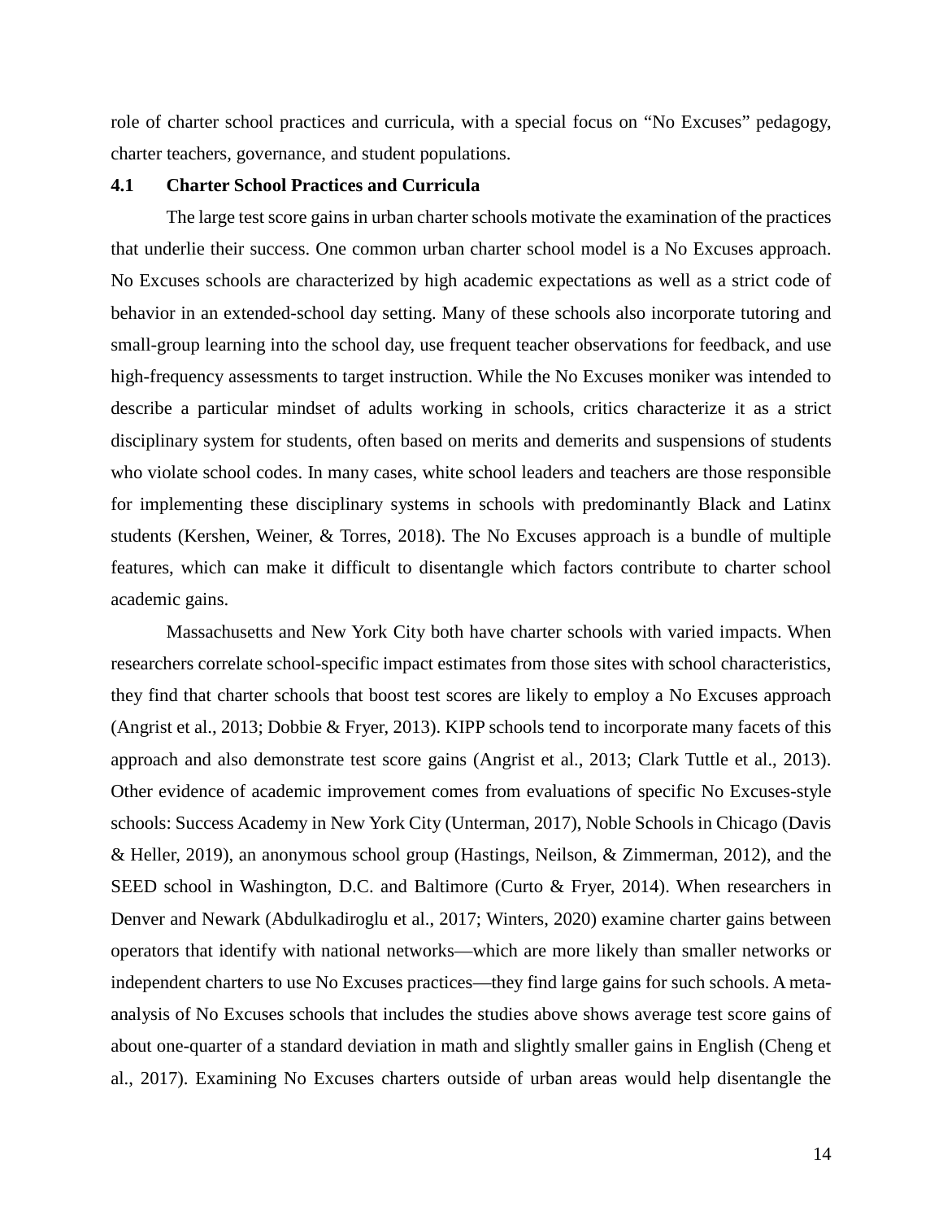role of charter school practices and curricula, with a special focus on "No Excuses" pedagogy, charter teachers, governance, and student populations.

### 4.1 Charter School Practices and Curricula

The large test score gains in urban charter schools motivate the examination of the practices that underlie their success. One common urban charter school model is a No Excuses approach. No Excuses schools are characterized by high academic expectations as well as a strict code of behavior in an extended-school day setting. Many of these schools also incorporate tutoring and small-group learning into the school day, use frequent teacher observations for feedback, and use high-frequency assessments to target instruction. While the No Excuses moniker was intended to describe a particular mindset of adults working in schools, critics characterize it as a strict disciplinary system for students, often based on merits and demerits and suspensions of students who violate school codes. In many cases, white school leaders and teachers are those responsible for implementing these disciplinary systems in schools with predominantly Black and Latinx students (Kershen, Weiner, & Torres, 2018). The No Excuses approach is a bundle of multiple features, which can make it difficult to disentangle which factors contribute to charter school academic gains.

Massachusetts and New York City both have charter schools with varied impacts. When researchers correlate school-specific impact estimates from those sites with school characteristics, they find that charter schools that boost test scores are likely to employ a No Excuses approach (Angrist et al., 2013; Dobbie & Fryer, 2013). KIPP schools tend to incorporate many facets of this approach and also demonstrate test score gains (Angrist et al., 2013; Clark Tuttle et al., 2013). Other evidence of academic improvement comes from evaluations of specific No Excuses-style schools: Success Academy in New York City (Unterman, 2017), Noble Schools in Chicago (Davis & Heller, 2019), an anonymous school group (Hastings, Neilson, & Zimmerman, 2012), and the SEED school in Washington, D.C. and Baltimore (Curto & Fryer, 2014). When researchers in Denver and Newark (Abdulkadiroglu et al., 2017; Winters, 2020) examine charter gains between operators that identify with national networks—which are more likely than smaller networks or independent charters to use No Excuses practices—they find large gains for such schools. A meta-analysis of No Excuses schools that includes the studies above shows average test score gains of about one-quarter of a standard deviation in math and slightly smaller gains in English (Cheng et al., 2017). Examining No Excuses charters outside of urban areas would help disentangle the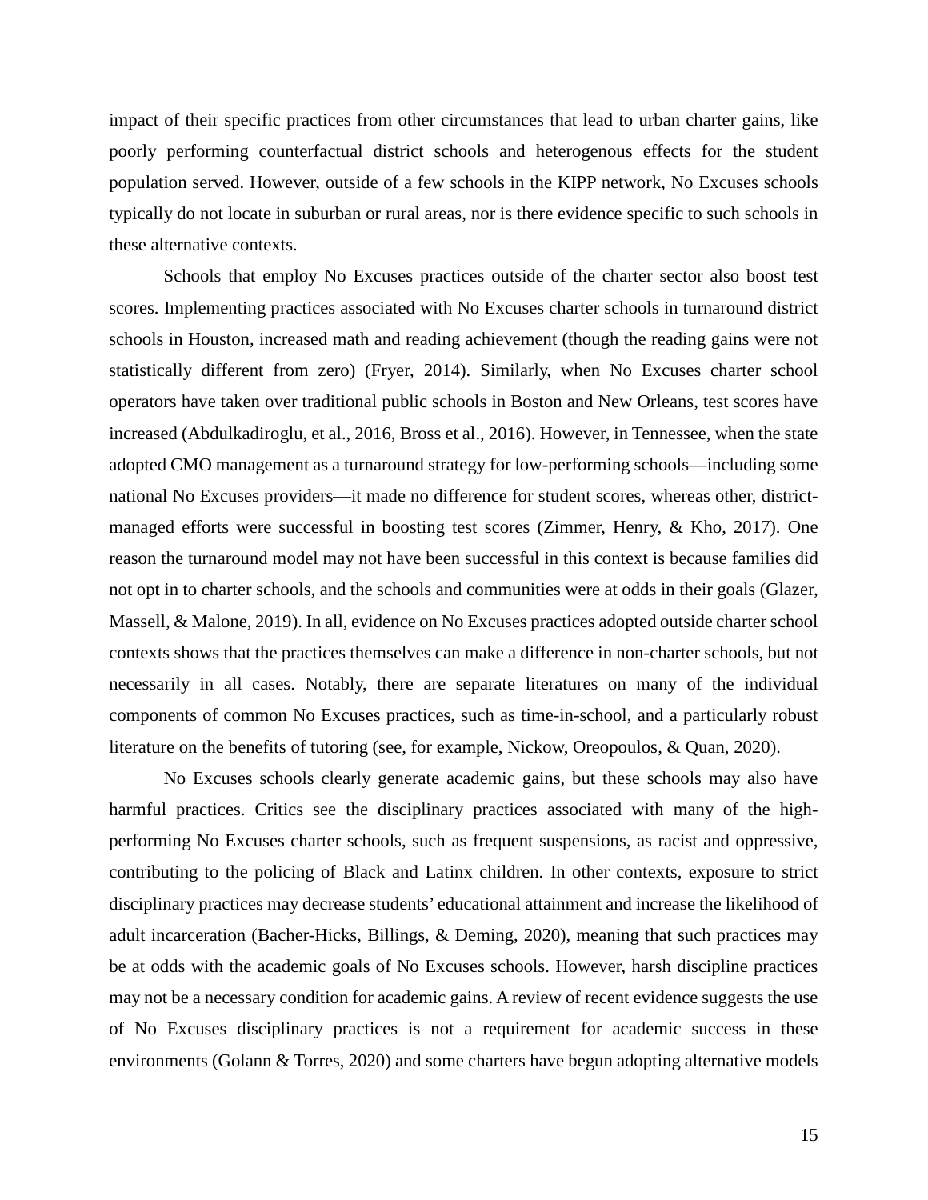impact of their specific practices from other circumstances that lead to urban charter gains, like poorly performing counterfactual district schools and heterogenous effects for the student population served. However, outside of a few schools in the KIPP network, No Excuses schools typically do not locate in suburban or rural areas, nor is there evidence specific to such schools in these alternative contexts.

Schools that employ No Excuses practices outside of the charter sector also boost test scores. Implementing practices associated with No Excuses charter schools in turnaround district schools in Houston, increased math and reading achievement (though the reading gains were not statistically different from zero) (Fryer, 2014). Similarly, when No Excuses charter school operators have taken over traditional public schools in Boston and New Orleans, test scores have increased (Abdulkadiroglu, et al., 2016, Bross et al., 2016). However, in Tennessee, when the state adopted CMO management as a turnaround strategy for low-performing schools—including some national No Excuses providers—it made no difference for student scores, whereas other, district-managed efforts were successful in boosting test scores (Zimmer, Henry, & Kho, 2017). One reason the turnaround model may not have been successful in this context is because families did not opt in to charter schools, and the schools and communities were at odds in their goals (Glazer, Massell, & Malone, 2019). In all, evidence on No Excuses practices adopted outside charter school contexts shows that the practices themselves can make a difference in non-charter schools, but not necessarily in all cases. Notably, there are separate literatures on many of the individual components of common No Excuses practices, such as time-in-school, and a particularly robust literature on the benefits of tutoring (see, for example, Nickow, Oreopoulos, & Quan, 2020).

No Excuses schools clearly generate academic gains, but these schools may also have harmful practices. Critics see the disciplinary practices associated with many of the high-performing No Excuses charter schools, such as frequent suspensions, as racist and oppressive, contributing to the policing of Black and Latinx children. In other contexts, exposure to strict disciplinary practices may decrease students' educational attainment and increase the likelihood of adult incarceration (Bacher-Hicks, Billings, & Deming, 2020), meaning that such practices may be at odds with the academic goals of No Excuses schools. However, harsh discipline practices may not be a necessary condition for academic gains. A review of recent evidence suggests the use of No Excuses disciplinary practices is not a requirement for academic success in these environments (Golann & Torres, 2020) and some charters have begun adopting alternative models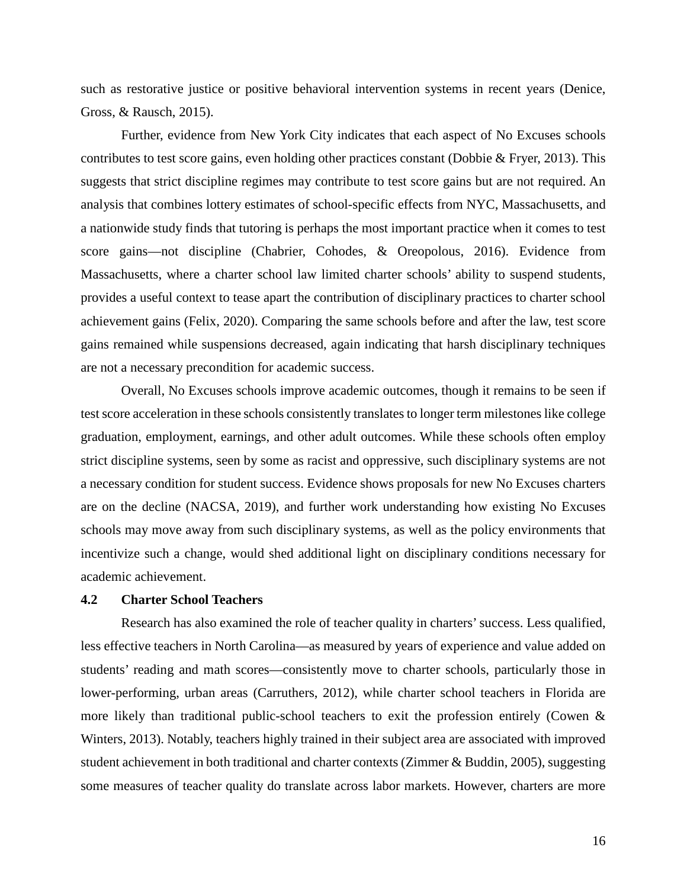such as restorative justice or positive behavioral intervention systems in recent years (Denice, Gross, & Rausch, 2015).

Further, evidence from New York City indicates that each aspect of No Excuses schools contributes to test score gains, even holding other practices constant (Dobbie & Fryer, 2013). This suggests that strict discipline regimes may contribute to test score gains but are not required. An analysis that combines lottery estimates of school-specific effects from NYC, Massachusetts, and a nationwide study finds that tutoring is perhaps the most important practice when it comes to test score gains—not discipline (Chabrier, Cohodes, & Oreopolous, 2016). Evidence from Massachusetts, where a charter school law limited charter schools' ability to suspend students, provides a useful context to tease apart the contribution of disciplinary practices to charter school achievement gains (Felix, 2020). Comparing the same schools before and after the law, test score gains remained while suspensions decreased, again indicating that harsh disciplinary techniques are not a necessary precondition for academic success.

Overall, No Excuses schools improve academic outcomes, though it remains to be seen if test score acceleration in these schools consistently translates to longer term milestones like college graduation, employment, earnings, and other adult outcomes. While these schools often employ strict discipline systems, seen by some as racist and oppressive, such disciplinary systems are not a necessary condition for student success. Evidence shows proposals for new No Excuses charters are on the decline (NACSA, 2019), and further work understanding how existing No Excuses schools may move away from such disciplinary systems, as well as the policy environments that incentivize such a change, would shed additional light on disciplinary conditions necessary for academic achievement.

### 4.2 Charter School Teachers

Research has also examined the role of teacher quality in charters' success. Less qualified, less effective teachers in North Carolina—as measured by years of experience and value added on students' reading and math scores—consistently move to charter schools, particularly those in lower-performing, urban areas (Carruthers, 2012), while charter school teachers in Florida are more likely than traditional public-school teachers to exit the profession entirely (Cowen & Winters, 2013). Notably, teachers highly trained in their subject area are associated with improved student achievement in both traditional and charter contexts (Zimmer & Buddin, 2005), suggesting some measures of teacher quality do translate across labor markets. However, charters are more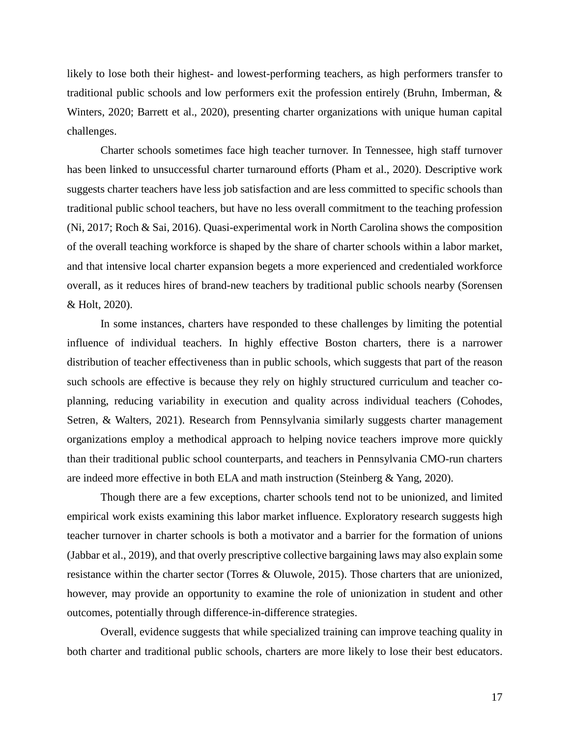likely to lose both their highest- and lowest-performing teachers, as high performers transfer to traditional public schools and low performers exit the profession entirely (Bruhn, Imberman, & Winters, 2020; Barrett et al., 2020), presenting charter organizations with unique human capital challenges.

Charter schools sometimes face high teacher turnover. In Tennessee, high staff turnover has been linked to unsuccessful charter turnaround efforts (Pham et al., 2020). Descriptive work suggests charter teachers have less job satisfaction and are less committed to specific schools than traditional public school teachers, but have no less overall commitment to the teaching profession (Ni, 2017; Roch & Sai, 2016). Quasi-experimental work in North Carolina shows the composition of the overall teaching workforce is shaped by the share of charter schools within a labor market, and that intensive local charter expansion begets a more experienced and credentialed workforce overall, as it reduces hires of brand-new teachers by traditional public schools nearby (Sorensen & Holt, 2020).

In some instances, charters have responded to these challenges by limiting the potential influence of individual teachers. In highly effective Boston charters, there is a narrower distribution of teacher effectiveness than in public schools, which suggests that part of the reason such schools are effective is because they rely on highly structured curriculum and teacher co-planning, reducing variability in execution and quality across individual teachers (Cohodes, Setren, & Walters, 2021). Research from Pennsylvania similarly suggests charter management organizations employ a methodical approach to helping novice teachers improve more quickly than their traditional public school counterparts, and teachers in Pennsylvania CMO-run charters are indeed more effective in both ELA and math instruction (Steinberg & Yang, 2020).

Though there are a few exceptions, charter schools tend not to be unionized, and limited empirical work exists examining this labor market influence. Exploratory research suggests high teacher turnover in charter schools is both a motivator and a barrier for the formation of unions (Jabbar et al., 2019), and that overly prescriptive collective bargaining laws may also explain some resistance within the charter sector (Torres & Oluwole, 2015). Those charters that are unionized, however, may provide an opportunity to examine the role of unionization in student and other outcomes, potentially through difference-in-difference strategies.

Overall, evidence suggests that while specialized training can improve teaching quality in both charter and traditional public schools, charters are more likely to lose their best educators.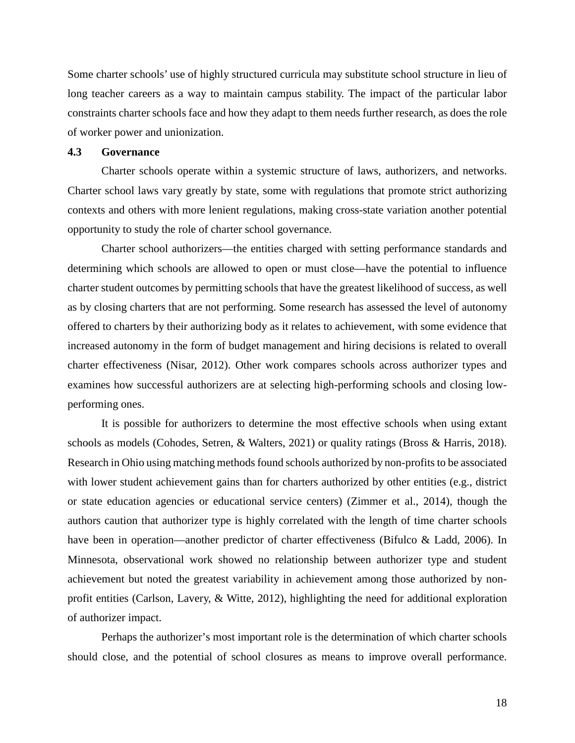Some charter schools' use of highly structured curricula may substitute school structure in lieu of long teacher careers as a way to maintain campus stability. The impact of the particular labor constraints charter schools face and how they adapt to them needs further research, as does the role of worker power and unionization.

### 4.3 Governance

Charter schools operate within a systemic structure of laws, authorizers, and networks. Charter school laws vary greatly by state, some with regulations that promote strict authorizing contexts and others with more lenient regulations, making cross-state variation another potential opportunity to study the role of charter school governance.

Charter school authorizers—the entities charged with setting performance standards and determining which schools are allowed to open or must close—have the potential to influence charter student outcomes by permitting schools that have the greatest likelihood of success, as well as by closing charters that are not performing. Some research has assessed the level of autonomy offered to charters by their authorizing body as it relates to achievement, with some evidence that increased autonomy in the form of budget management and hiring decisions is related to overall charter effectiveness (Nisar, 2012). Other work compares schools across authorizer types and examines how successful authorizers are at selecting high-performing schools and closing low-performing ones.

It is possible for authorizers to determine the most effective schools when using extant schools as models (Cohodes, Setren, & Walters, 2021) or quality ratings (Bross & Harris, 2018). Research in Ohio using matching methods found schools authorized by non-profits to be associated with lower student achievement gains than for charters authorized by other entities (e.g., district or state education agencies or educational service centers) (Zimmer et al., 2014), though the authors caution that authorizer type is highly correlated with the length of time charter schools have been in operation—another predictor of charter effectiveness (Bifulco & Ladd, 2006). In Minnesota, observational work showed no relationship between authorizer type and student achievement but noted the greatest variability in achievement among those authorized by non-profit entities (Carlson, Lavery, & Witte, 2012), highlighting the need for additional exploration of authorizer impact.

Perhaps the authorizer's most important role is the determination of which charter schools should close, and the potential of school closures as means to improve overall performance.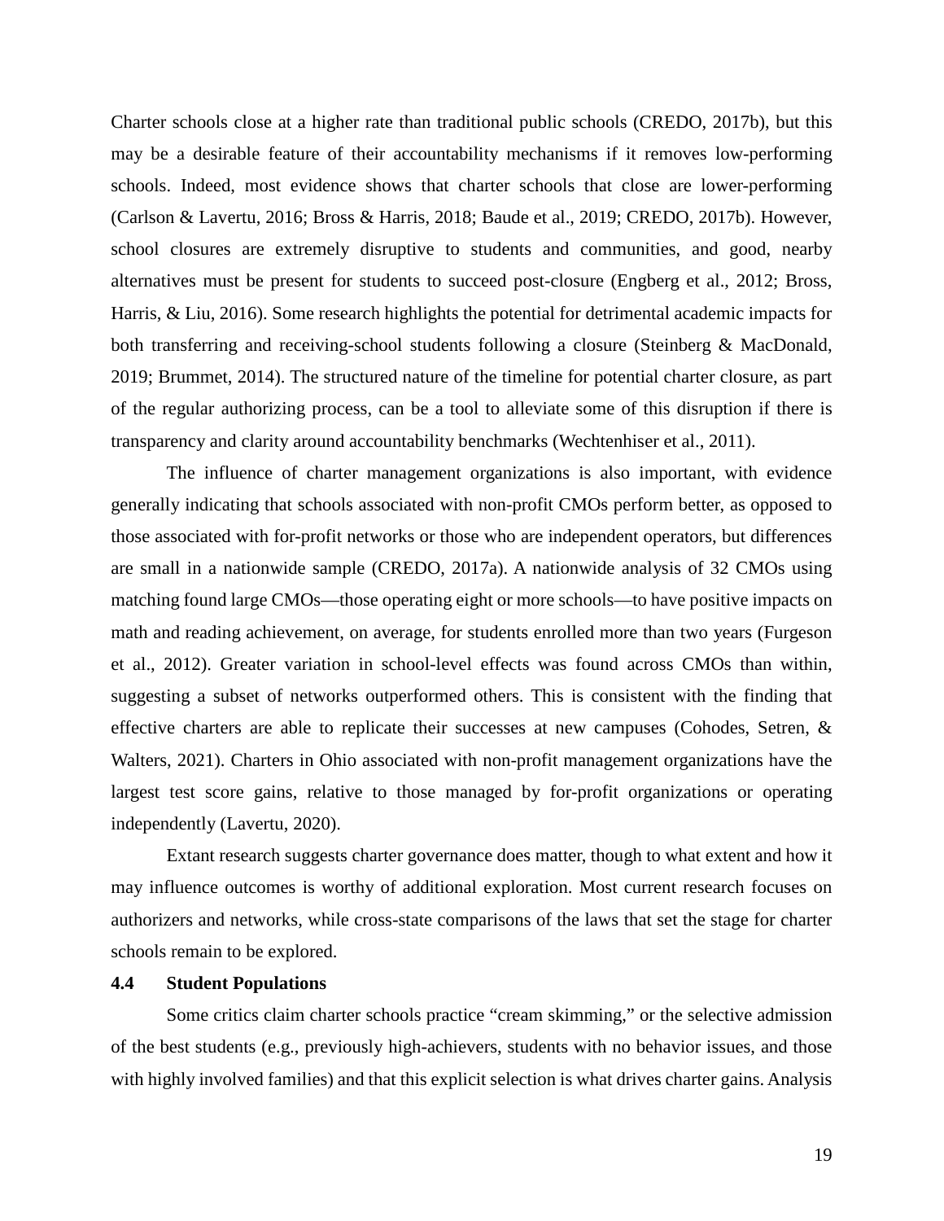Charter schools close at a higher rate than traditional public schools (CREDO, 2017b), but this may be a desirable feature of their accountability mechanisms if it removes low-performing schools. Indeed, most evidence shows that charter schools that close are lower-performing (Carlson & Lavertu, 2016; Bross & Harris, 2018; Baude et al., 2019; CREDO, 2017b). However, school closures are extremely disruptive to students and communities, and good, nearby alternatives must be present for students to succeed post-closure (Engberg et al., 2012; Bross, Harris, & Liu, 2016). Some research highlights the potential for detrimental academic impacts for both transferring and receiving-school students following a closure (Steinberg & MacDonald, 2019; Brummet, 2014). The structured nature of the timeline for potential charter closure, as part of the regular authorizing process, can be a tool to alleviate some of this disruption if there is transparency and clarity around accountability benchmarks (Wechtenhiser et al., 2011).

The influence of charter management organizations is also important, with evidence generally indicating that schools associated with non-profit CMOs perform better, as opposed to those associated with for-profit networks or those who are independent operators, but differences are small in a nationwide sample (CREDO, 2017a). A nationwide analysis of 32 CMOs using matching found large CMOs—those operating eight or more schools—to have positive impacts on math and reading achievement, on average, for students enrolled more than two years (Furgeson et al., 2012). Greater variation in school-level effects was found across CMOs than within, suggesting a subset of networks outperformed others. This is consistent with the finding that effective charters are able to replicate their successes at new campuses (Cohodes, Setren, & Walters, 2021). Charters in Ohio associated with non-profit management organizations have the largest test score gains, relative to those managed by for-profit organizations or operating independently (Lavertu, 2020).

Extant research suggests charter governance does matter, though to what extent and how it may influence outcomes is worthy of additional exploration. Most current research focuses on authorizers and networks, while cross-state comparisons of the laws that set the stage for charter schools remain to be explored.

### 4.4 Student Populations

Some critics claim charter schools practice "cream skimming," or the selective admission of the best students (e.g., previously high-achievers, students with no behavior issues, and those with highly involved families) and that this explicit selection is what drives charter gains. Analysis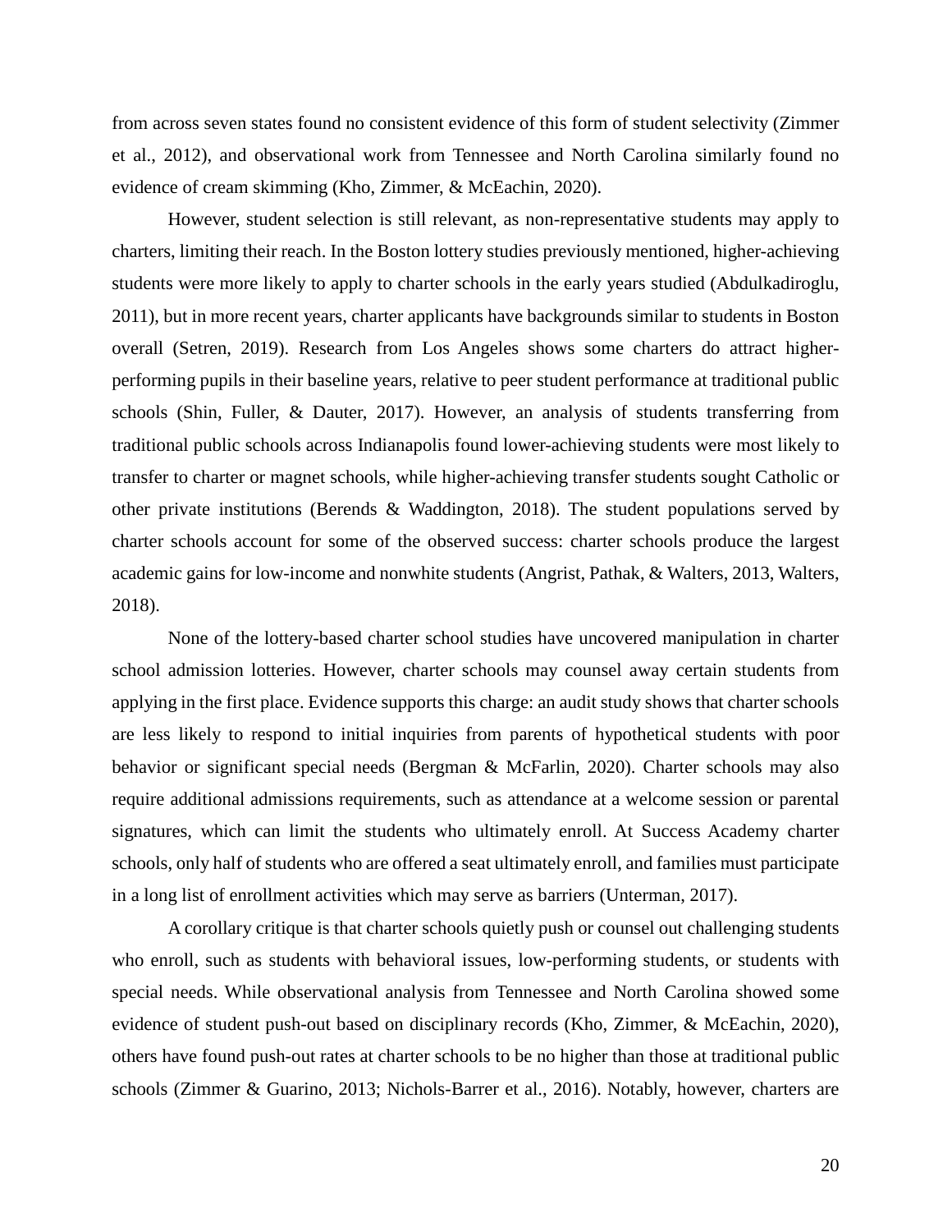from across seven states found no consistent evidence of this form of student selectivity (Zimmer et al., 2012), and observational work from Tennessee and North Carolina similarly found no evidence of cream skimming (Kho, Zimmer, & McEachin, 2020).

However, student selection is still relevant, as non-representative students may apply to charters, limiting their reach. In the Boston lottery studies previously mentioned, higher-achieving students were more likely to apply to charter schools in the early years studied (Abdulkadiroglu, 2011), but in more recent years, charter applicants have backgrounds similar to students in Boston overall (Setren, 2019). Research from Los Angeles shows some charters do attract higher-performing pupils in their baseline years, relative to peer student performance at traditional public schools (Shin, Fuller, & Dauter, 2017). However, an analysis of students transferring from traditional public schools across Indianapolis found lower-achieving students were most likely to transfer to charter or magnet schools, while higher-achieving transfer students sought Catholic or other private institutions (Berends & Waddington, 2018). The student populations served by charter schools account for some of the observed success: charter schools produce the largest academic gains for low-income and nonwhite students (Angrist, Pathak, & Walters, 2013, Walters, 2018).

None of the lottery-based charter school studies have uncovered manipulation in charter school admission lotteries. However, charter schools may counsel away certain students from applying in the first place. Evidence supports this charge: an audit study shows that charter schools are less likely to respond to initial inquiries from parents of hypothetical students with poor behavior or significant special needs (Bergman & McFarlin, 2020). Charter schools may also require additional admissions requirements, such as attendance at a welcome session or parental signatures, which can limit the students who ultimately enroll. At Success Academy charter schools, only half of students who are offered a seat ultimately enroll, and families must participate in a long list of enrollment activities which may serve as barriers (Unterman, 2017).

A corollary critique is that charter schools quietly push or counsel out challenging students who enroll, such as students with behavioral issues, low-performing students, or students with special needs. While observational analysis from Tennessee and North Carolina showed some evidence of student push-out based on disciplinary records (Kho, Zimmer, & McEachin, 2020), others have found push-out rates at charter schools to be no higher than those at traditional public schools (Zimmer & Guarino, 2013; Nichols-Barrer et al., 2016). Notably, however, charters are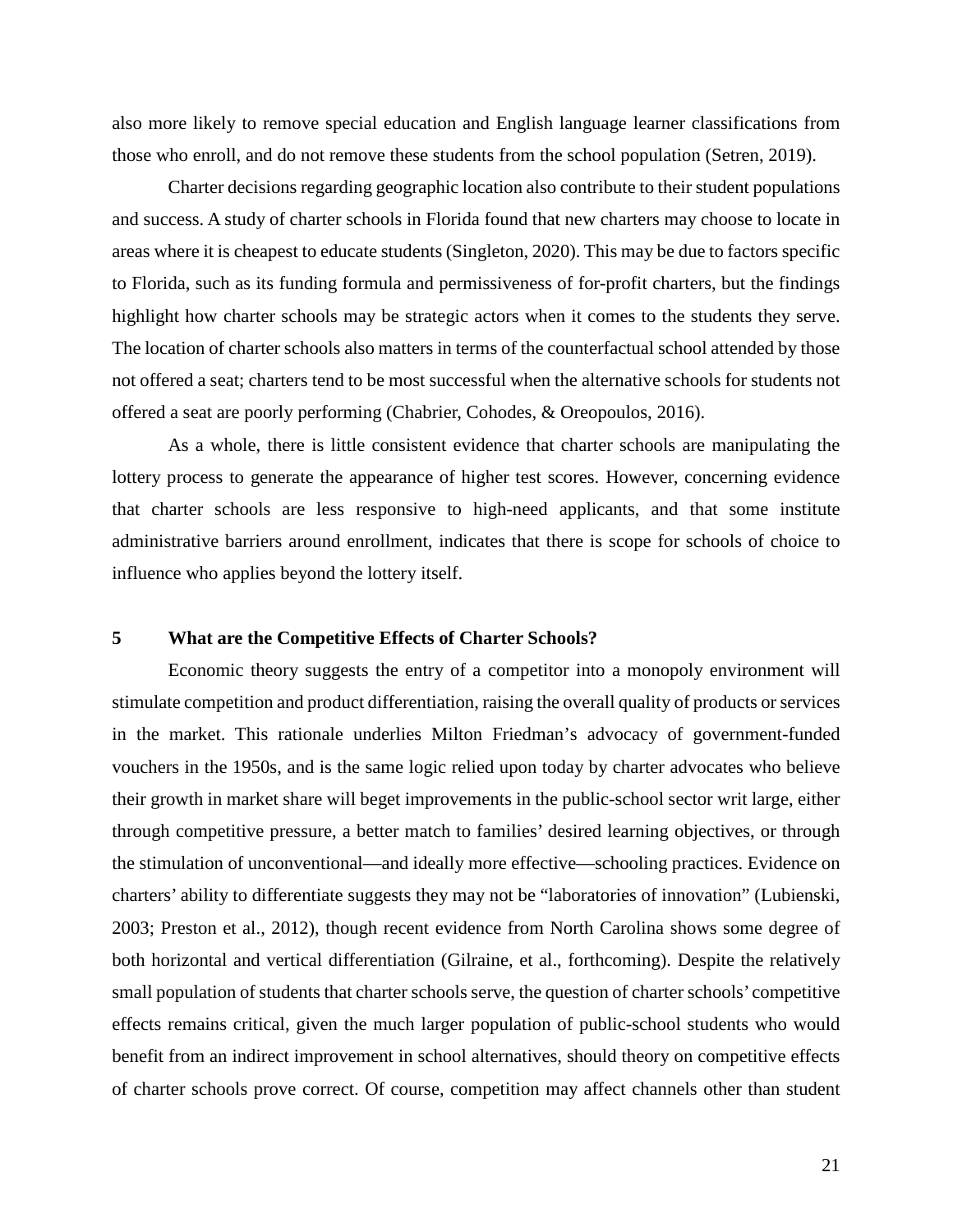also more likely to remove special education and English language learner classifications from those who enroll, and do not remove these students from the school population (Setren, 2019).

Charter decisions regarding geographic location also contribute to their student populations and success. A study of charter schools in Florida found that new charters may choose to locate in areas where it is cheapest to educate students (Singleton, 2020). This may be due to factors specific to Florida, such as its funding formula and permissiveness of for-profit charters, but the findings highlight how charter schools may be strategic actors when it comes to the students they serve. The location of charter schools also matters in terms of the counterfactual school attended by those not offered a seat; charters tend to be most successful when the alternative schools for students not offered a seat are poorly performing (Chabrier, Cohodes, & Oreopoulos, 2016).

As a whole, there is little consistent evidence that charter schools are manipulating the lottery process to generate the appearance of higher test scores. However, concerning evidence that charter schools are less responsive to high-need applicants, and that some institute administrative barriers around enrollment, indicates that there is scope for schools of choice to influence who applies beyond the lottery itself.

## 5 What are the Competitive Effects of Charter Schools?

Economic theory suggests the entry of a competitor into a monopoly environment will stimulate competition and product differentiation, raising the overall quality of products or services in the market. This rationale underlies Milton Friedman's advocacy of government-funded vouchers in the 1950s, and is the same logic relied upon today by charter advocates who believe their growth in market share will beget improvements in the public-school sector writ large, either through competitive pressure, a better match to families' desired learning objectives, or through the stimulation of unconventional—and ideally more effective—schooling practices. Evidence on charters' ability to differentiate suggests they may not be "laboratories of innovation" (Lubienski, 2003; Preston et al., 2012), though recent evidence from North Carolina shows some degree of both horizontal and vertical differentiation (Gilraine, et al., forthcoming). Despite the relatively small population of students that charter schools serve, the question of charter schools' competitive effects remains critical, given the much larger population of public-school students who would benefit from an indirect improvement in school alternatives, should theory on competitive effects of charter schools prove correct. Of course, competition may affect channels other than student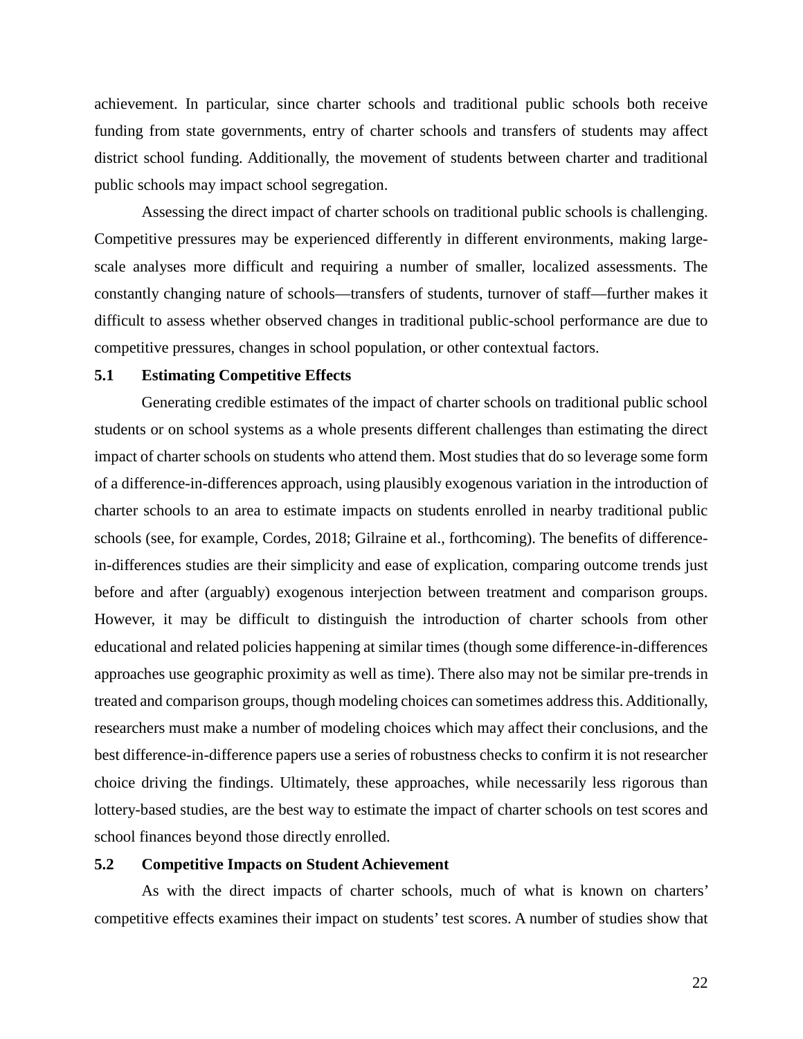achievement. In particular, since charter schools and traditional public schools both receive funding from state governments, entry of charter schools and transfers of students may affect district school funding. Additionally, the movement of students between charter and traditional public schools may impact school segregation.

Assessing the direct impact of charter schools on traditional public schools is challenging. Competitive pressures may be experienced differently in different environments, making large-scale analyses more difficult and requiring a number of smaller, localized assessments. The constantly changing nature of schools—transfers of students, turnover of staff—further makes it difficult to assess whether observed changes in traditional public-school performance are due to competitive pressures, changes in school population, or other contextual factors.

### 5.1 Estimating Competitive Effects

Generating credible estimates of the impact of charter schools on traditional public school students or on school systems as a whole presents different challenges than estimating the direct impact of charter schools on students who attend them. Most studies that do so leverage some form of a difference-in-differences approach, using plausibly exogenous variation in the introduction of charter schools to an area to estimate impacts on students enrolled in nearby traditional public schools (see, for example, Cordes, 2018; Gilraine et al., forthcoming). The benefits of difference-in-differences studies are their simplicity and ease of explication, comparing outcome trends just before and after (arguably) exogenous interjection between treatment and comparison groups. However, it may be difficult to distinguish the introduction of charter schools from other educational and related policies happening at similar times (though some difference-in-differences approaches use geographic proximity as well as time). There also may not be similar pre-trends in treated and comparison groups, though modeling choices can sometimes address this. Additionally, researchers must make a number of modeling choices which may affect their conclusions, and the best difference-in-difference papers use a series of robustness checks to confirm it is not researcher choice driving the findings. Ultimately, these approaches, while necessarily less rigorous than lottery-based studies, are the best way to estimate the impact of charter schools on test scores and school finances beyond those directly enrolled.

### 5.2 Competitive Impacts on Student Achievement

As with the direct impacts of charter schools, much of what is known on charters' competitive effects examines their impact on students' test scores. A number of studies show that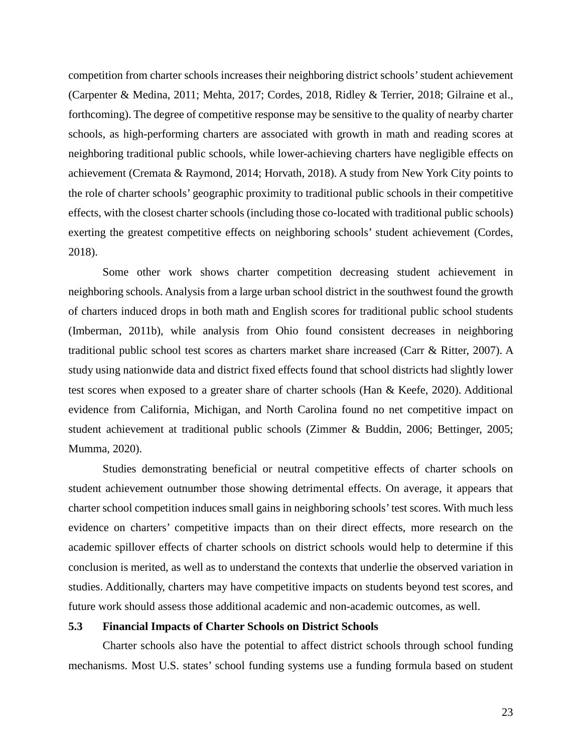competition from charter schools increases their neighboring district schools' student achievement (Carpenter & Medina, 2011; Mehta, 2017; Cordes, 2018, Ridley & Terrier, 2018; Gilraine et al., forthcoming). The degree of competitive response may be sensitive to the quality of nearby charter schools, as high-performing charters are associated with growth in math and reading scores at neighboring traditional public schools, while lower-achieving charters have negligible effects on achievement (Cremata & Raymond, 2014; Horvath, 2018). A study from New York City points to the role of charter schools' geographic proximity to traditional public schools in their competitive effects, with the closest charter schools (including those co-located with traditional public schools) exerting the greatest competitive effects on neighboring schools' student achievement (Cordes, 2018).

Some other work shows charter competition decreasing student achievement in neighboring schools. Analysis from a large urban school district in the southwest found the growth of charters induced drops in both math and English scores for traditional public school students (Imberman, 2011b), while analysis from Ohio found consistent decreases in neighboring traditional public school test scores as charters market share increased (Carr & Ritter, 2007). A study using nationwide data and district fixed effects found that school districts had slightly lower test scores when exposed to a greater share of charter schools (Han & Keefe, 2020). Additional evidence from California, Michigan, and North Carolina found no net competitive impact on student achievement at traditional public schools (Zimmer & Buddin, 2006; Bettinger, 2005; Mumma, 2020).

Studies demonstrating beneficial or neutral competitive effects of charter schools on student achievement outnumber those showing detrimental effects. On average, it appears that charter school competition induces small gains in neighboring schools' test scores. With much less evidence on charters' competitive impacts than on their direct effects, more research on the academic spillover effects of charter schools on district schools would help to determine if this conclusion is merited, as well as to understand the contexts that underlie the observed variation in studies. Additionally, charters may have competitive impacts on students beyond test scores, and future work should assess those additional academic and non-academic outcomes, as well.

### 5.3 Financial Impacts of Charter Schools on District Schools

Charter schools also have the potential to affect district schools through school funding mechanisms. Most U.S. states' school funding systems use a funding formula based on student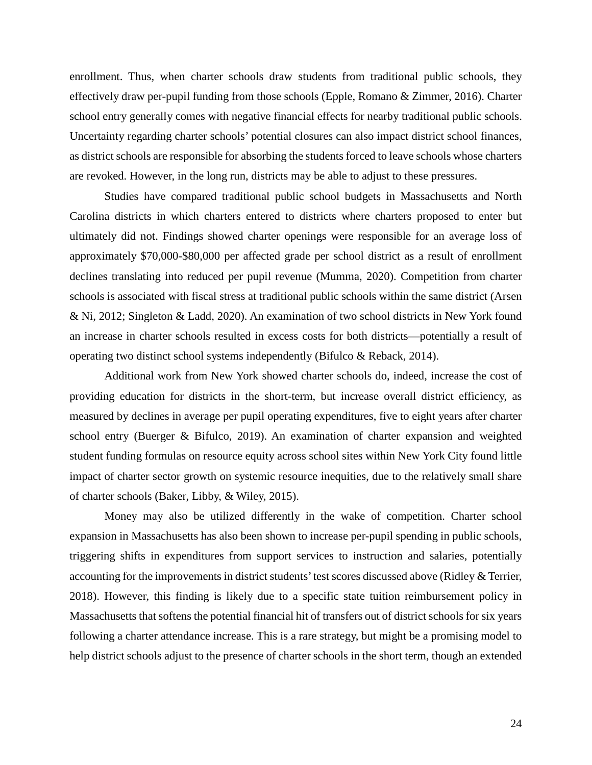enrollment. Thus, when charter schools draw students from traditional public schools, they effectively draw per-pupil funding from those schools (Epple, Romano & Zimmer, 2016). Charter school entry generally comes with negative financial effects for nearby traditional public schools. Uncertainty regarding charter schools' potential closures can also impact district school finances, as district schools are responsible for absorbing the students forced to leave schools whose charters are revoked. However, in the long run, districts may be able to adjust to these pressures.

Studies have compared traditional public school budgets in Massachusetts and North Carolina districts in which charters entered to districts where charters proposed to enter but ultimately did not. Findings showed charter openings were responsible for an average loss of approximately $70,000-$80,000 per affected grade per school district as a result of enrollment declines translating into reduced per pupil revenue (Mumma, 2020). Competition from charter schools is associated with fiscal stress at traditional public schools within the same district (Arsen & Ni, 2012; Singleton & Ladd, 2020). An examination of two school districts in New York found an increase in charter schools resulted in excess costs for both districts—potentially a result of operating two distinct school systems independently (Bifulco & Reback, 2014).

Additional work from New York showed charter schools do, indeed, increase the cost of providing education for districts in the short-term, but increase overall district efficiency, as measured by declines in average per pupil operating expenditures, five to eight years after charter school entry (Buerger & Bifulco, 2019). An examination of charter expansion and weighted student funding formulas on resource equity across school sites within New York City found little impact of charter sector growth on systemic resource inequities, due to the relatively small share of charter schools (Baker, Libby, & Wiley, 2015).

Money may also be utilized differently in the wake of competition. Charter school expansion in Massachusetts has also been shown to increase per-pupil spending in public schools, triggering shifts in expenditures from support services to instruction and salaries, potentially accounting for the improvements in district students' test scores discussed above (Ridley & Terrier, 2018). However, this finding is likely due to a specific state tuition reimbursement policy in Massachusetts that softens the potential financial hit of transfers out of district schools for six years following a charter attendance increase. This is a rare strategy, but might be a promising model to help district schools adjust to the presence of charter schools in the short term, though an extended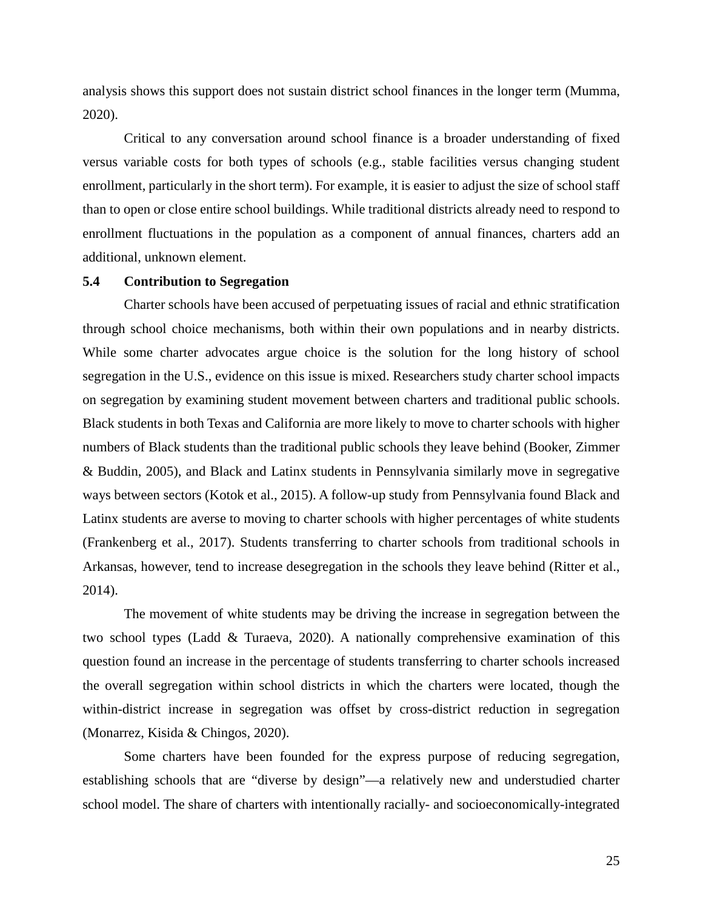analysis shows this support does not sustain district school finances in the longer term (Mumma, 2020).

Critical to any conversation around school finance is a broader understanding of fixed versus variable costs for both types of schools (e.g., stable facilities versus changing student enrollment, particularly in the short term). For example, it is easier to adjust the size of school staff than to open or close entire school buildings. While traditional districts already need to respond to enrollment fluctuations in the population as a component of annual finances, charters add an additional, unknown element.

### 5.4 Contribution to Segregation

Charter schools have been accused of perpetuating issues of racial and ethnic stratification through school choice mechanisms, both within their own populations and in nearby districts. While some charter advocates argue choice is the solution for the long history of school segregation in the U.S., evidence on this issue is mixed. Researchers study charter school impacts on segregation by examining student movement between charters and traditional public schools. Black students in both Texas and California are more likely to move to charter schools with higher numbers of Black students than the traditional public schools they leave behind (Booker, Zimmer & Buddin, 2005), and Black and Latinx students in Pennsylvania similarly move in segregative ways between sectors (Kotok et al., 2015). A follow-up study from Pennsylvania found Black and Latinx students are averse to moving to charter schools with higher percentages of white students (Frankenberg et al., 2017). Students transferring to charter schools from traditional schools in Arkansas, however, tend to increase desegregation in the schools they leave behind (Ritter et al., 2014).

The movement of white students may be driving the increase in segregation between the two school types (Ladd & Turaeva, 2020). A nationally comprehensive examination of this question found an increase in the percentage of students transferring to charter schools increased the overall segregation within school districts in which the charters were located, though the within-district increase in segregation was offset by cross-district reduction in segregation (Monarrez, Kisida & Chingos, 2020).

Some charters have been founded for the express purpose of reducing segregation, establishing schools that are "diverse by design"—a relatively new and understudied charter school model. The share of charters with intentionally racially- and socioeconomically-integrated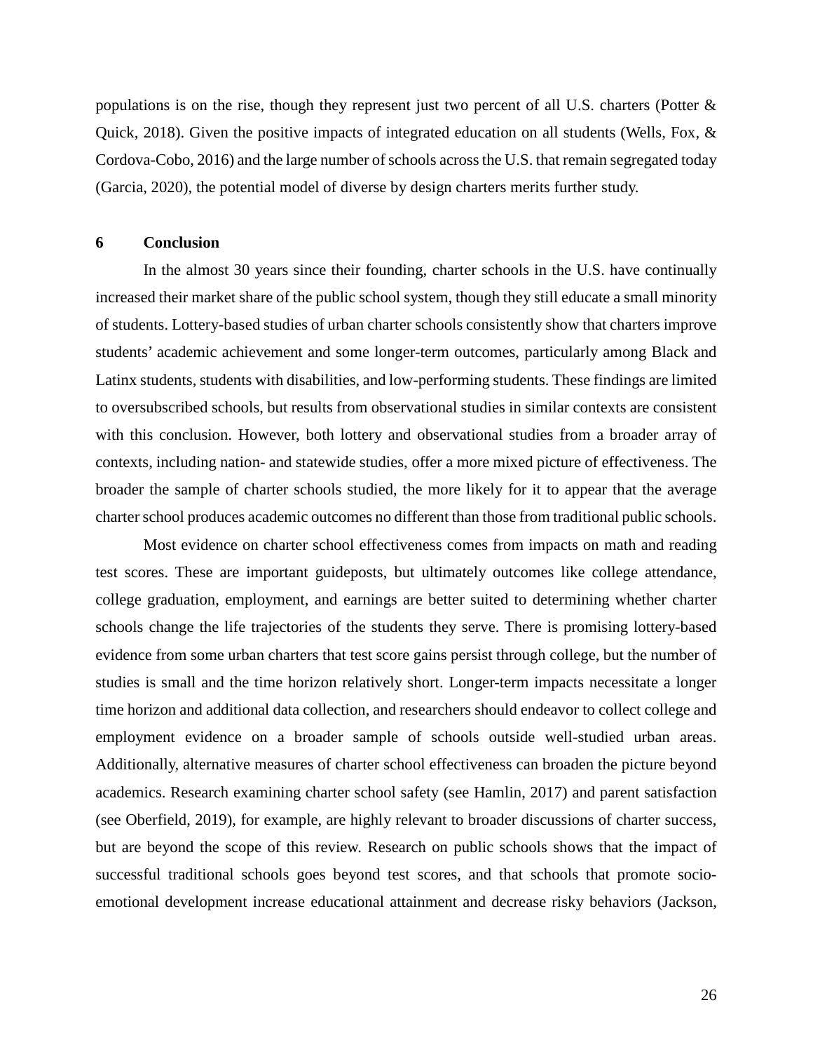populations is on the rise, though they represent just two percent of all U.S. charters (Potter & Quick, 2018). Given the positive impacts of integrated education on all students (Wells, Fox, & Cordova-Cobo, 2016) and the large number of schools across the U.S. that remain segregated today (Garcia, 2020), the potential model of diverse by design charters merits further study.

## 6 Conclusion

In the almost 30 years since their founding, charter schools in the U.S. have continually increased their market share of the public school system, though they still educate a small minority of students. Lottery-based studies of urban charter schools consistently show that charters improve students' academic achievement and some longer-term outcomes, particularly among Black and Latinx students, students with disabilities, and low-performing students. These findings are limited to oversubscribed schools, but results from observational studies in similar contexts are consistent with this conclusion. However, both lottery and observational studies from a broader array of contexts, including nation- and statewide studies, offer a more mixed picture of effectiveness. The broader the sample of charter schools studied, the more likely for it to appear that the average charter school produces academic outcomes no different than those from traditional public schools.

Most evidence on charter school effectiveness comes from impacts on math and reading test scores. These are important guideposts, but ultimately outcomes like college attendance, college graduation, employment, and earnings are better suited to determining whether charter schools change the life trajectories of the students they serve. There is promising lottery-based evidence from some urban charters that test score gains persist through college, but the number of studies is small and the time horizon relatively short. Longer-term impacts necessitate a longer time horizon and additional data collection, and researchers should endeavor to collect college and employment evidence on a broader sample of schools outside well-studied urban areas. Additionally, alternative measures of charter school effectiveness can broaden the picture beyond academics. Research examining charter school safety (see Hamlin, 2017) and parent satisfaction (see Oberfield, 2019), for example, are highly relevant to broader discussions of charter success, but are beyond the scope of this review. Research on public schools shows that the impact of successful traditional schools goes beyond test scores, and that schools that promote socio-emotional development increase educational attainment and decrease risky behaviors (Jackson,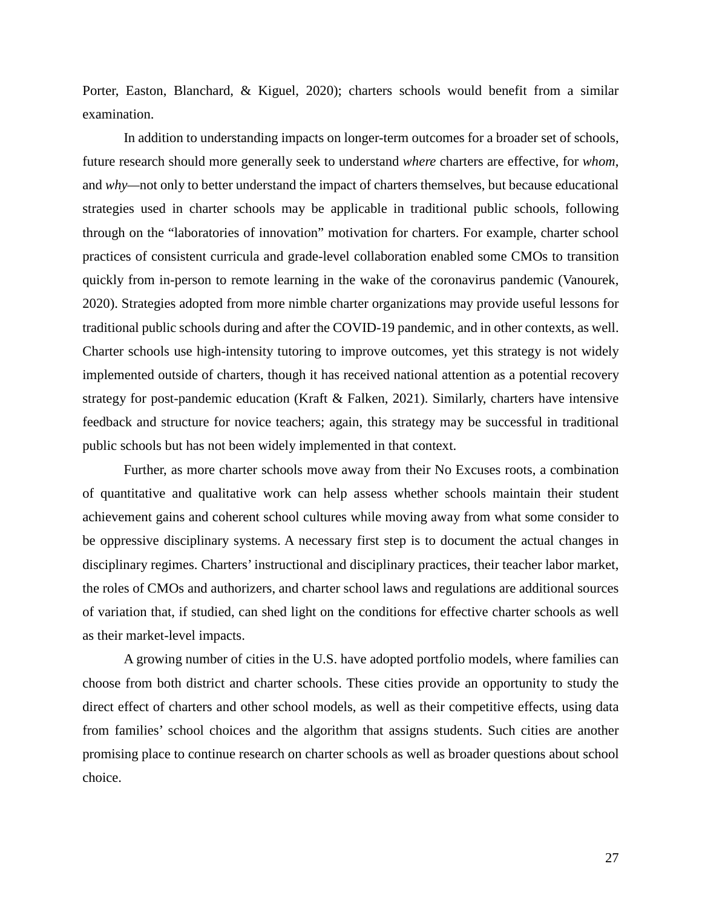Porter, Easton, Blanchard, & Kiguel, 2020); charters schools would benefit from a similar examination.

In addition to understanding impacts on longer-term outcomes for a broader set of schools, future research should more generally seek to understand *where* charters are effective, for *whom*, and *why*—not only to better understand the impact of charters themselves, but because educational strategies used in charter schools may be applicable in traditional public schools, following through on the "laboratories of innovation" motivation for charters. For example, charter school practices of consistent curricula and grade-level collaboration enabled some CMOs to transition quickly from in-person to remote learning in the wake of the coronavirus pandemic (Vanourek, 2020). Strategies adopted from more nimble charter organizations may provide useful lessons for traditional public schools during and after the COVID-19 pandemic, and in other contexts, as well. Charter schools use high-intensity tutoring to improve outcomes, yet this strategy is not widely implemented outside of charters, though it has received national attention as a potential recovery strategy for post-pandemic education (Kraft & Falken, 2021). Similarly, charters have intensive feedback and structure for novice teachers; again, this strategy may be successful in traditional public schools but has not been widely implemented in that context.

Further, as more charter schools move away from their No Excuses roots, a combination of quantitative and qualitative work can help assess whether schools maintain their student achievement gains and coherent school cultures while moving away from what some consider to be oppressive disciplinary systems. A necessary first step is to document the actual changes in disciplinary regimes. Charters' instructional and disciplinary practices, their teacher labor market, the roles of CMOs and authorizers, and charter school laws and regulations are additional sources of variation that, if studied, can shed light on the conditions for effective charter schools as well as their market-level impacts.

A growing number of cities in the U.S. have adopted portfolio models, where families can choose from both district and charter schools. These cities provide an opportunity to study the direct effect of charters and other school models, as well as their competitive effects, using data from families' school choices and the algorithm that assigns students. Such cities are another promising place to continue research on charter schools as well as broader questions about school choice.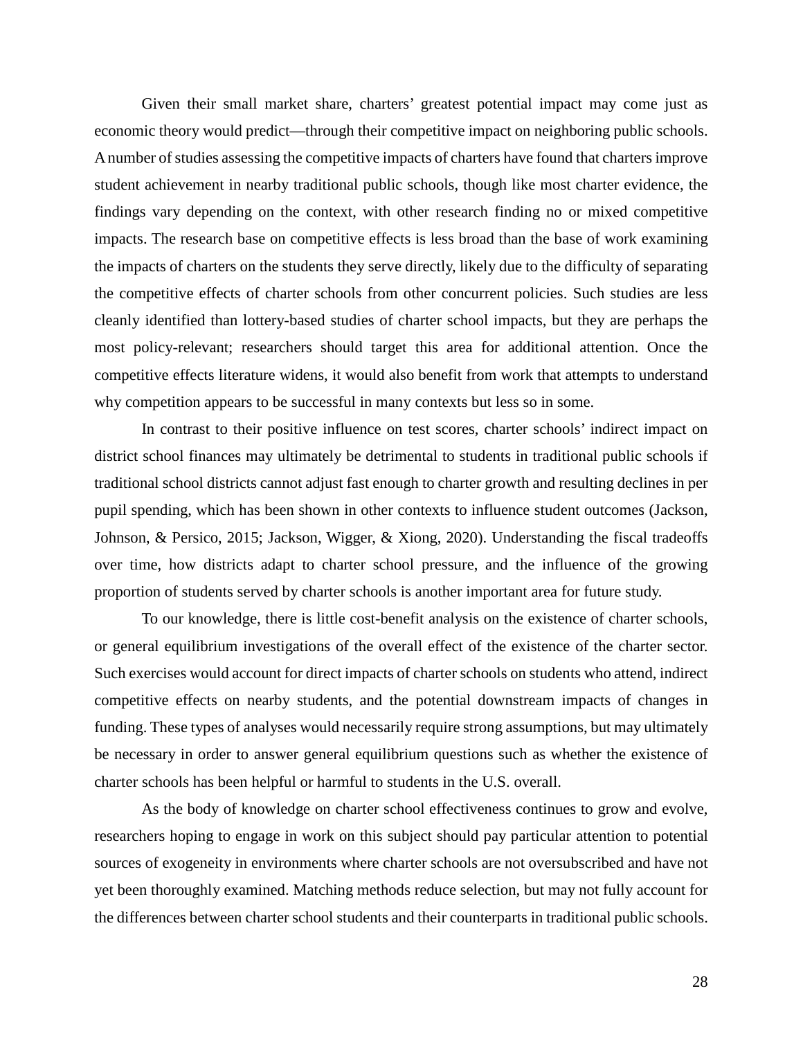Given their small market share, charters' greatest potential impact may come just as economic theory would predict—through their competitive impact on neighboring public schools. A number of studies assessing the competitive impacts of charters have found that charters improve student achievement in nearby traditional public schools, though like most charter evidence, the findings vary depending on the context, with other research finding no or mixed competitive impacts. The research base on competitive effects is less broad than the base of work examining the impacts of charters on the students they serve directly, likely due to the difficulty of separating the competitive effects of charter schools from other concurrent policies. Such studies are less cleanly identified than lottery-based studies of charter school impacts, but they are perhaps the most policy-relevant; researchers should target this area for additional attention. Once the competitive effects literature widens, it would also benefit from work that attempts to understand why competition appears to be successful in many contexts but less so in some.

In contrast to their positive influence on test scores, charter schools' indirect impact on district school finances may ultimately be detrimental to students in traditional public schools if traditional school districts cannot adjust fast enough to charter growth and resulting declines in per pupil spending, which has been shown in other contexts to influence student outcomes (Jackson, Johnson, & Persico, 2015; Jackson, Wigger, & Xiong, 2020). Understanding the fiscal tradeoffs over time, how districts adapt to charter school pressure, and the influence of the growing proportion of students served by charter schools is another important area for future study.

To our knowledge, there is little cost-benefit analysis on the existence of charter schools, or general equilibrium investigations of the overall effect of the existence of the charter sector. Such exercises would account for direct impacts of charter schools on students who attend, indirect competitive effects on nearby students, and the potential downstream impacts of changes in funding. These types of analyses would necessarily require strong assumptions, but may ultimately be necessary in order to answer general equilibrium questions such as whether the existence of charter schools has been helpful or harmful to students in the U.S. overall.

As the body of knowledge on charter school effectiveness continues to grow and evolve, researchers hoping to engage in work on this subject should pay particular attention to potential sources of exogeneity in environments where charter schools are not oversubscribed and have not yet been thoroughly examined. Matching methods reduce selection, but may not fully account for the differences between charter school students and their counterparts in traditional public schools.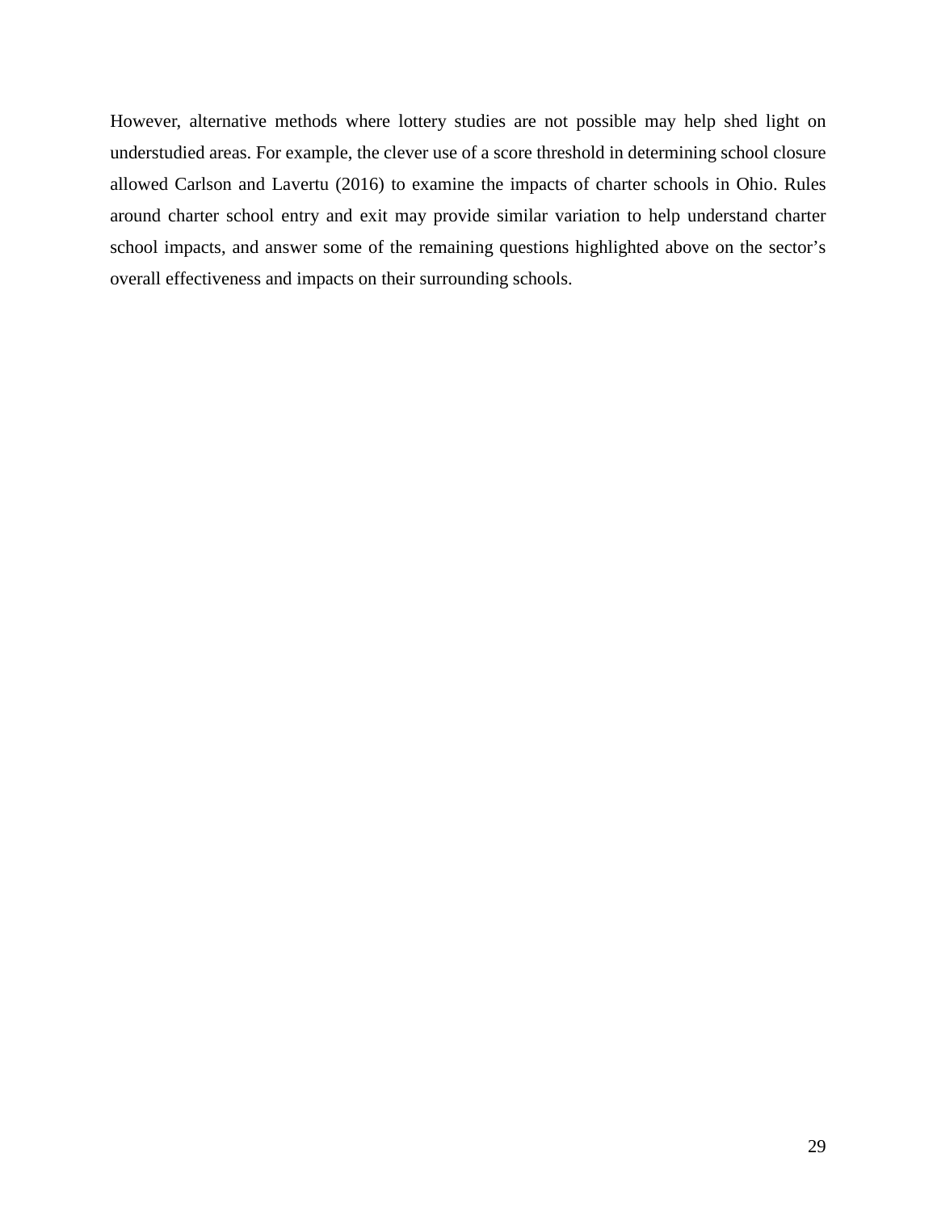However, alternative methods where lottery studies are not possible may help shed light on understudied areas. For example, the clever use of a score threshold in determining school closure allowed Carlson and Lavertu (2016) to examine the impacts of charter schools in Ohio. Rules around charter school entry and exit may provide similar variation to help understand charter school impacts, and answer some of the remaining questions highlighted above on the sector's overall effectiveness and impacts on their surrounding schools.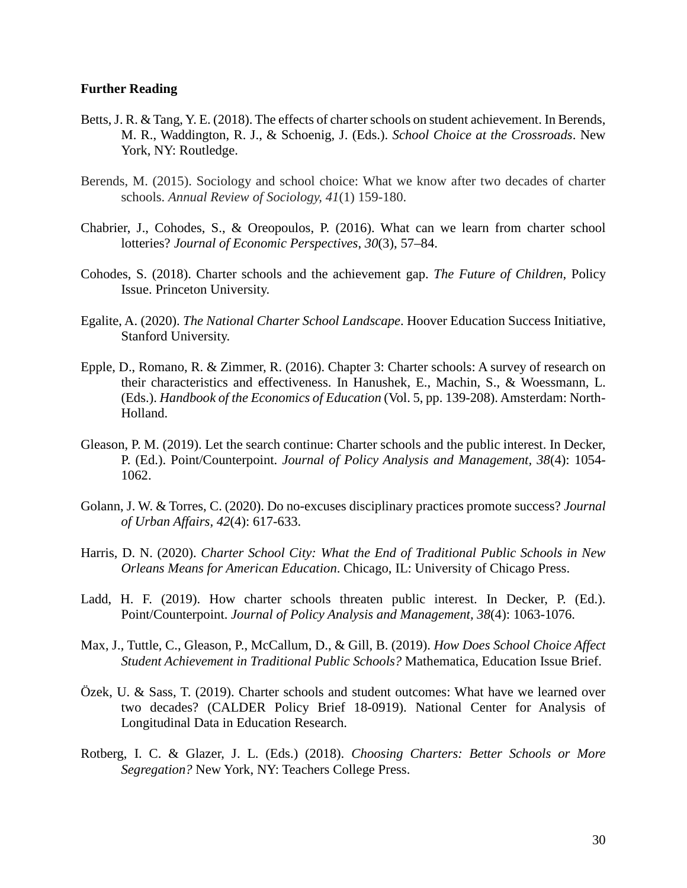**Further Reading**

Betts, J. R. & Tang, Y. E. (2018). The effects of charter schools on student achievement. In Berends, M. R., Waddington, R. J., & Schoenig, J. (Eds.). *School Choice at the Crossroads*. New York, NY: Routledge.

Berends, M. (2015). Sociology and school choice: What we know after two decades of charter schools. *Annual Review of Sociology, 41*(1) 159-180.

Chabrier, J., Cohodes, S., & Oreopoulos, P. (2016). What can we learn from charter school lotteries? *Journal of Economic Perspectives*, *30*(3), 57–84.

Cohodes, S. (2018). Charter schools and the achievement gap. *The Future of Children*, Policy Issue. Princeton University.

Egalite, A. (2020). *The National Charter School Landscape*. Hoover Education Success Initiative, Stanford University.

Epple, D., Romano, R. & Zimmer, R. (2016). Chapter 3: Charter schools: A survey of research on their characteristics and effectiveness. In Hanushek, E., Machin, S., & Woessmann, L. (Eds.). *Handbook of the Economics of Education* (Vol. 5, pp. 139-208). Amsterdam: North-Holland.

Gleason, P. M. (2019). Let the search continue: Charter schools and the public interest. In Decker, P. (Ed.). Point/Counterpoint. *Journal of Policy Analysis and Management, 38*(4): 1054-1062.

Golann, J. W. & Torres, C. (2020). Do no-excuses disciplinary practices promote success? *Journal of Urban Affairs, 42*(4): 617-633.

Harris, D. N. (2020). *Charter School City: What the End of Traditional Public Schools in New Orleans Means for American Education*. Chicago, IL: University of Chicago Press.

Ladd, H. F. (2019). How charter schools threaten public interest. In Decker, P. (Ed.). Point/Counterpoint. *Journal of Policy Analysis and Management, 38*(4): 1063-1076.

Max, J., Tuttle, C., Gleason, P., McCallum, D., & Gill, B. (2019). *How Does School Choice Affect Student Achievement in Traditional Public Schools?* Mathematica, Education Issue Brief.

Özek, U. & Sass, T. (2019). Charter schools and student outcomes: What have we learned over two decades? (CALDER Policy Brief 18-0919). National Center for Analysis of Longitudinal Data in Education Research.

Rotberg, I. C. & Glazer, J. L. (Eds.) (2018). *Choosing Charters: Better Schools or More Segregation?* New York, NY: Teachers College Press.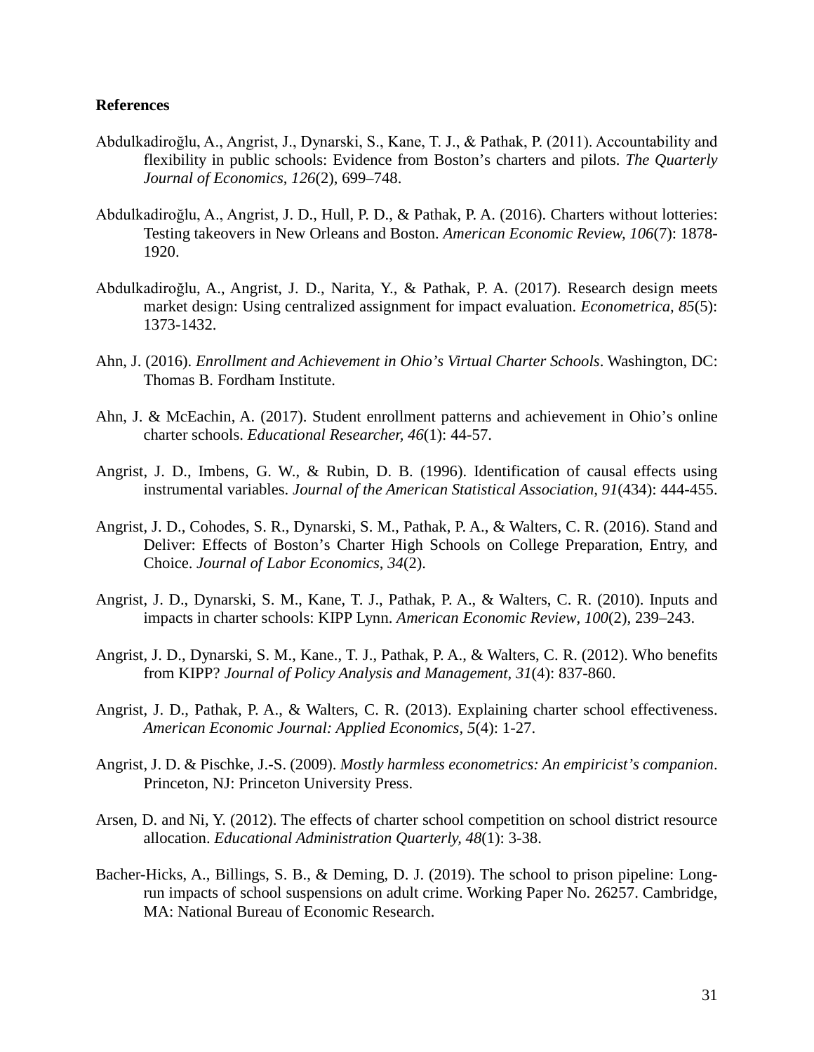**References**

Abdulkadiroğlu, A., Angrist, J., Dynarski, S., Kane, T. J., & Pathak, P. (2011). Accountability and flexibility in public schools: Evidence from Boston's charters and pilots. *The Quarterly Journal of Economics*, *126*(2), 699–748.

Abdulkadiroğlu, A., Angrist, J. D., Hull, P. D., & Pathak, P. A. (2016). Charters without lotteries: Testing takeovers in New Orleans and Boston. *American Economic Review, 106*(7): 1878-1920.

Abdulkadiroğlu, A., Angrist, J. D., Narita, Y., & Pathak, P. A. (2017). Research design meets market design: Using centralized assignment for impact evaluation. *Econometrica, 85*(5): 1373-1432.

Ahn, J. (2016). *Enrollment and Achievement in Ohio's Virtual Charter Schools*. Washington, DC: Thomas B. Fordham Institute.

Ahn, J. & McEachin, A. (2017). Student enrollment patterns and achievement in Ohio's online charter schools. *Educational Researcher, 46*(1): 44-57.

Angrist, J. D., Imbens, G. W., & Rubin, D. B. (1996). Identification of causal effects using instrumental variables. *Journal of the American Statistical Association, 91*(434): 444-455.

Angrist, J. D., Cohodes, S. R., Dynarski, S. M., Pathak, P. A., & Walters, C. R. (2016). Stand and Deliver: Effects of Boston's Charter High Schools on College Preparation, Entry, and Choice. *Journal of Labor Economics*, *34*(2).

Angrist, J. D., Dynarski, S. M., Kane, T. J., Pathak, P. A., & Walters, C. R. (2010). Inputs and impacts in charter schools: KIPP Lynn. *American Economic Review*, *100*(2), 239–243.

Angrist, J. D., Dynarski, S. M., Kane., T. J., Pathak, P. A., & Walters, C. R. (2012). Who benefits from KIPP? *Journal of Policy Analysis and Management*, *31*(4): 837-860.

Angrist, J. D., Pathak, P. A., & Walters, C. R. (2013). Explaining charter school effectiveness. *American Economic Journal: Applied Economics, 5*(4): 1-27.

Angrist, J. D. & Pischke, J.-S. (2009). *Mostly harmless econometrics: An empiricist's companion*. Princeton, NJ: Princeton University Press.

Arsen, D. and Ni, Y. (2012). The effects of charter school competition on school district resource allocation. *Educational Administration Quarterly, 48*(1): 3-38.

Bacher-Hicks, A., Billings, S. B., & Deming, D. J. (2019). The school to prison pipeline: Long-run impacts of school suspensions on adult crime. Working Paper No. 26257. Cambridge, MA: National Bureau of Economic Research.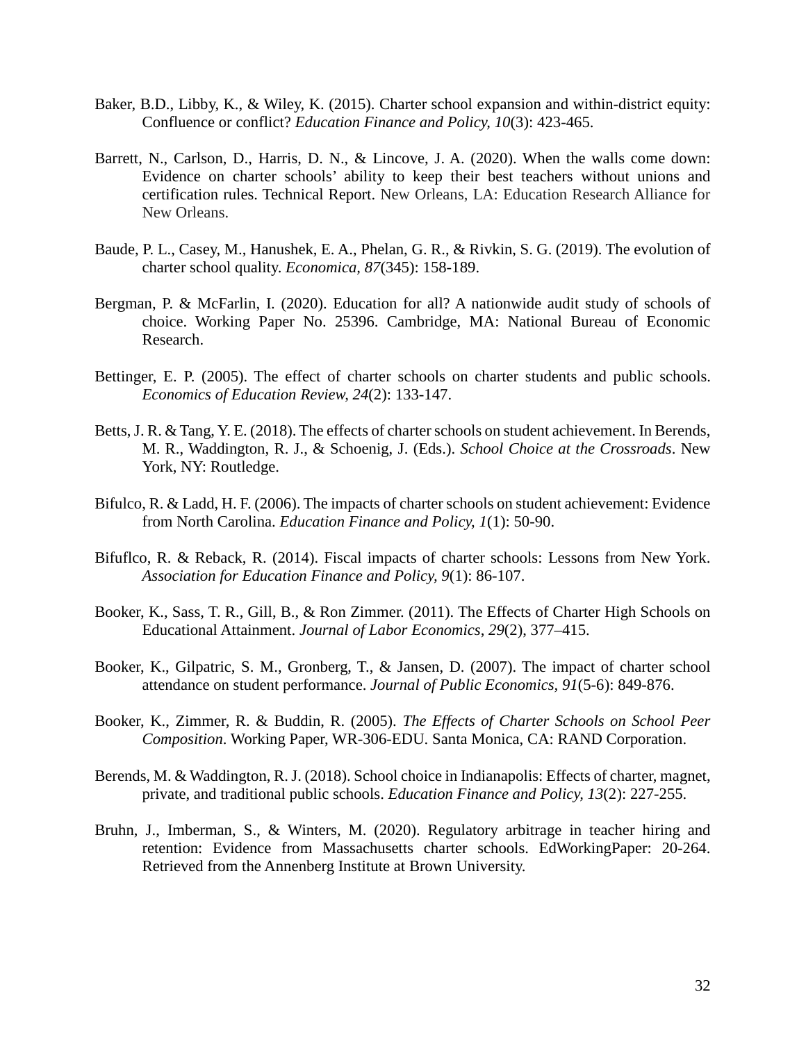Baker, B.D., Libby, K., & Wiley, K. (2015). Charter school expansion and within-district equity: Confluence or conflict? *Education Finance and Policy, 10*(3): 423-465.

Barrett, N., Carlson, D., Harris, D. N., & Lincove, J. A. (2020). When the walls come down: Evidence on charter schools' ability to keep their best teachers without unions and certification rules. Technical Report. New Orleans, LA: Education Research Alliance for New Orleans.

Baude, P. L., Casey, M., Hanushek, E. A., Phelan, G. R., & Rivkin, S. G. (2019). The evolution of charter school quality. *Economica, 87*(345): 158-189.

Bergman, P. & McFarlin, I. (2020). Education for all? A nationwide audit study of schools of choice. Working Paper No. 25396. Cambridge, MA: National Bureau of Economic Research.

Bettinger, E. P. (2005). The effect of charter schools on charter students and public schools. *Economics of Education Review, 24*(2): 133-147.

Betts, J. R. & Tang, Y. E. (2018). The effects of charter schools on student achievement. In Berends, M. R., Waddington, R. J., & Schoenig, J. (Eds.). *School Choice at the Crossroads*. New York, NY: Routledge.

Bifulco, R. & Ladd, H. F. (2006). The impacts of charter schools on student achievement: Evidence from North Carolina. *Education Finance and Policy, 1*(1): 50-90.

Bifuflco, R. & Reback, R. (2014). Fiscal impacts of charter schools: Lessons from New York. *Association for Education Finance and Policy, 9*(1): 86-107.

Booker, K., Sass, T. R., Gill, B., & Ron Zimmer. (2011). The Effects of Charter High Schools on Educational Attainment. *Journal of Labor Economics*, *29*(2), 377–415.

Booker, K., Gilpatric, S. M., Gronberg, T., & Jansen, D. (2007). The impact of charter school attendance on student performance. *Journal of Public Economics, 91*(5-6): 849-876.

Booker, K., Zimmer, R. & Buddin, R. (2005). *The Effects of Charter Schools on School Peer Composition*. Working Paper, WR-306-EDU. Santa Monica, CA: RAND Corporation.

Berends, M. & Waddington, R. J. (2018). School choice in Indianapolis: Effects of charter, magnet, private, and traditional public schools. *Education Finance and Policy, 13*(2): 227-255.

Bruhn, J., Imberman, S., & Winters, M. (2020). Regulatory arbitrage in teacher hiring and retention: Evidence from Massachusetts charter schools. EdWorkingPaper: 20-264. Retrieved from the Annenberg Institute at Brown University.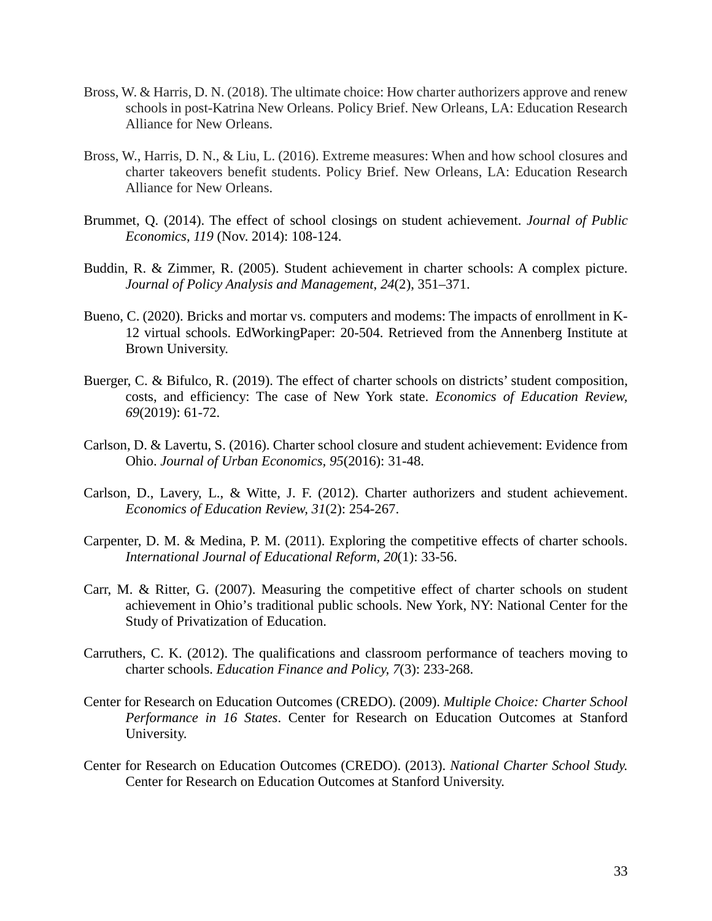Bross, W. & Harris, D. N. (2018). The ultimate choice: How charter authorizers approve and renew schools in post-Katrina New Orleans. Policy Brief. New Orleans, LA: Education Research Alliance for New Orleans.

Bross, W., Harris, D. N., & Liu, L. (2016). Extreme measures: When and how school closures and charter takeovers benefit students. Policy Brief. New Orleans, LA: Education Research Alliance for New Orleans.

Brummet, Q. (2014). The effect of school closings on student achievement. *Journal of Public Economics, 119* (Nov. 2014): 108-124.

Buddin, R. & Zimmer, R. (2005). Student achievement in charter schools: A complex picture. *Journal of Policy Analysis and Management*, *24*(2), 351–371.

Bueno, C. (2020). Bricks and mortar vs. computers and modems: The impacts of enrollment in K-12 virtual schools. EdWorkingPaper: 20-504. Retrieved from the Annenberg Institute at Brown University.

Buerger, C. & Bifulco, R. (2019). The effect of charter schools on districts' student composition, costs, and efficiency: The case of New York state. *Economics of Education Review, 69*(2019): 61-72.

Carlson, D. & Lavertu, S. (2016). Charter school closure and student achievement: Evidence from Ohio. *Journal of Urban Economics, 95*(2016): 31-48.

Carlson, D., Lavery, L., & Witte, J. F. (2012). Charter authorizers and student achievement. *Economics of Education Review, 31*(2): 254-267.

Carpenter, D. M. & Medina, P. M. (2011). Exploring the competitive effects of charter schools. *International Journal of Educational Reform, 20*(1): 33-56.

Carr, M. & Ritter, G. (2007). Measuring the competitive effect of charter schools on student achievement in Ohio's traditional public schools. New York, NY: National Center for the Study of Privatization of Education.

Carruthers, C. K. (2012). The qualifications and classroom performance of teachers moving to charter schools. *Education Finance and Policy, 7*(3): 233-268.

Center for Research on Education Outcomes (CREDO). (2009). *Multiple Choice: Charter School Performance in 16 States*. Center for Research on Education Outcomes at Stanford University.

Center for Research on Education Outcomes (CREDO). (2013). *National Charter School Study.* Center for Research on Education Outcomes at Stanford University.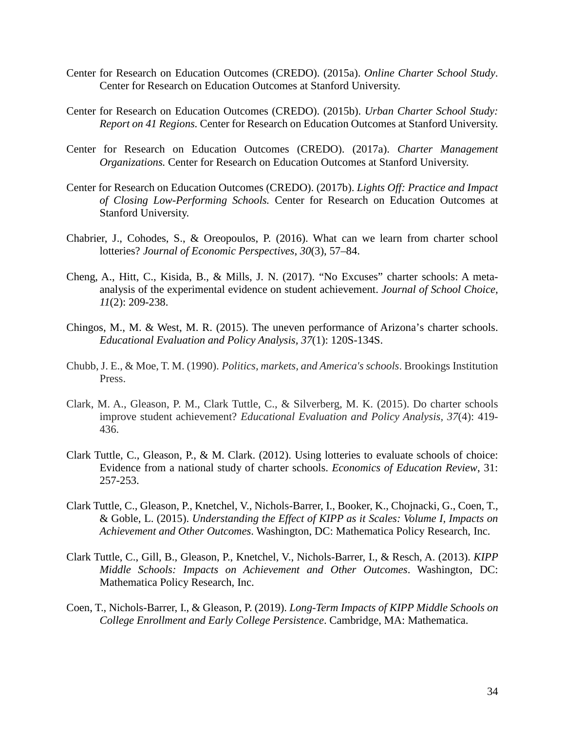Center for Research on Education Outcomes (CREDO). (2015a). *Online Charter School Study*. Center for Research on Education Outcomes at Stanford University.

Center for Research on Education Outcomes (CREDO). (2015b). *Urban Charter School Study: Report on 41 Regions.* Center for Research on Education Outcomes at Stanford University.

Center for Research on Education Outcomes (CREDO). (2017a). *Charter Management Organizations.* Center for Research on Education Outcomes at Stanford University.

Center for Research on Education Outcomes (CREDO). (2017b). *Lights Off: Practice and Impact of Closing Low-Performing Schools.* Center for Research on Education Outcomes at Stanford University.

Chabrier, J., Cohodes, S., & Oreopoulos, P. (2016). What can we learn from charter school lotteries? *Journal of Economic Perspectives*, *30*(3), 57–84.

Cheng, A., Hitt, C., Kisida, B., & Mills, J. N. (2017). "No Excuses" charter schools: A meta-analysis of the experimental evidence on student achievement. *Journal of School Choice, 11*(2): 209-238.

Chingos, M., M. & West, M. R. (2015). The uneven performance of Arizona's charter schools. *Educational Evaluation and Policy Analysis, 37*(1): 120S-134S.

Chubb, J. E., & Moe, T. M. (1990). *Politics, markets, and America's schools*. Brookings Institution Press.

Clark, M. A., Gleason, P. M., Clark Tuttle, C., & Silverberg, M. K. (2015). Do charter schools improve student achievement? *Educational Evaluation and Policy Analysis*, *37*(4): 419-436.

Clark Tuttle, C., Gleason, P., & M. Clark. (2012). Using lotteries to evaluate schools of choice: Evidence from a national study of charter schools. *Economics of Education Review*, 31: 257-253.

Clark Tuttle, C., Gleason, P., Knetchel, V., Nichols-Barrer, I., Booker, K., Chojnacki, G., Coen, T., & Goble, L. (2015). *Understanding the Effect of KIPP as it Scales: Volume I, Impacts on Achievement and Other Outcomes*. Washington, DC: Mathematica Policy Research, Inc.

Clark Tuttle, C., Gill, B., Gleason, P., Knetchel, V., Nichols-Barrer, I., & Resch, A. (2013). *KIPP Middle Schools: Impacts on Achievement and Other Outcomes*. Washington, DC: Mathematica Policy Research, Inc.

Coen, T., Nichols-Barrer, I., & Gleason, P. (2019). *Long-Term Impacts of KIPP Middle Schools on College Enrollment and Early College Persistence*. Cambridge, MA: Mathematica.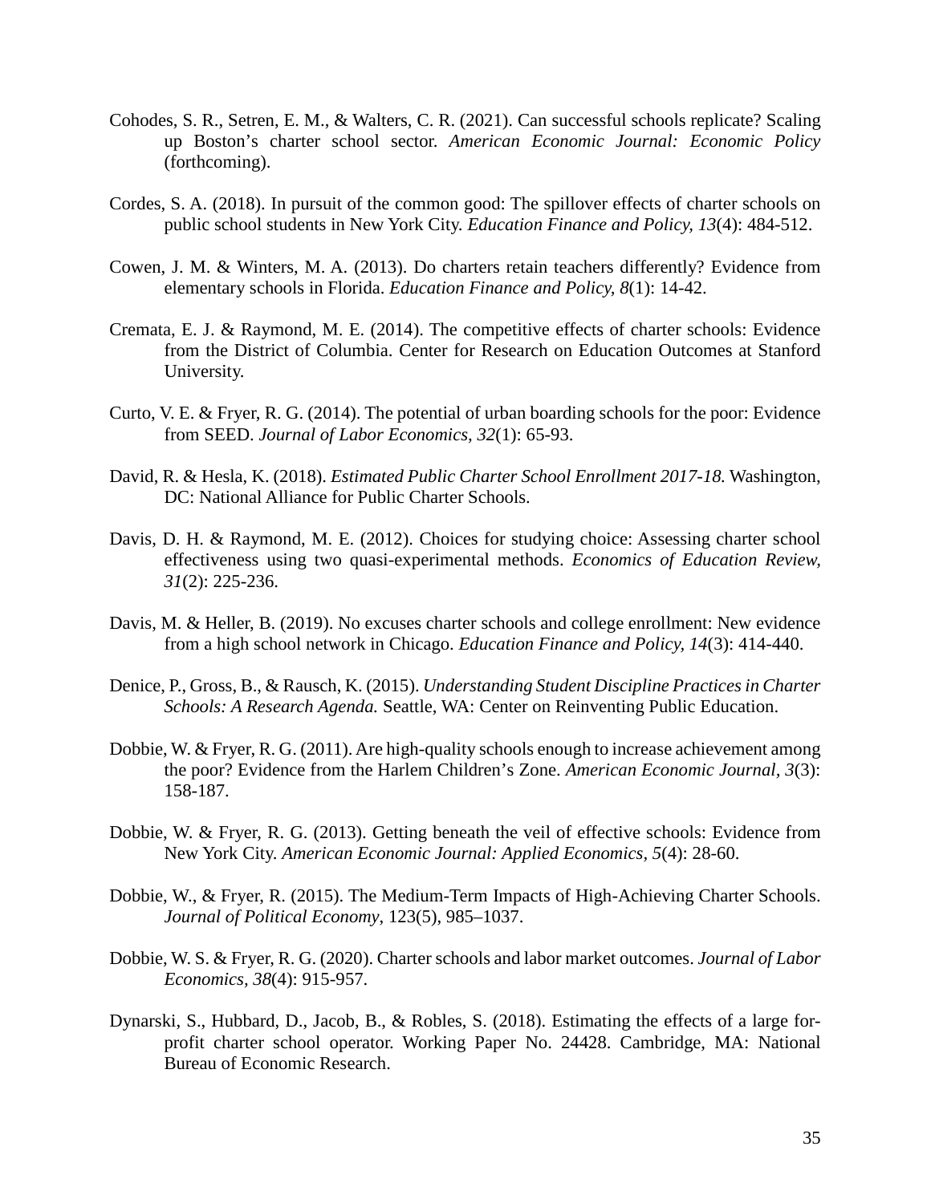Cohodes, S. R., Setren, E. M., & Walters, C. R. (2021). Can successful schools replicate? Scaling up Boston's charter school sector. *American Economic Journal: Economic Policy* (forthcoming).

Cordes, S. A. (2018). In pursuit of the common good: The spillover effects of charter schools on public school students in New York City. *Education Finance and Policy, 13*(4): 484-512.

Cowen, J. M. & Winters, M. A. (2013). Do charters retain teachers differently? Evidence from elementary schools in Florida. *Education Finance and Policy, 8*(1): 14-42.

Cremata, E. J. & Raymond, M. E. (2014). The competitive effects of charter schools: Evidence from the District of Columbia. Center for Research on Education Outcomes at Stanford University.

Curto, V. E. & Fryer, R. G. (2014). The potential of urban boarding schools for the poor: Evidence from SEED. *Journal of Labor Economics, 32*(1): 65-93.

David, R. & Hesla, K. (2018). *Estimated Public Charter School Enrollment 2017-18.* Washington, DC: National Alliance for Public Charter Schools.

Davis, D. H. & Raymond, M. E. (2012). Choices for studying choice: Assessing charter school effectiveness using two quasi-experimental methods. *Economics of Education Review, 31*(2): 225-236.

Davis, M. & Heller, B. (2019). No excuses charter schools and college enrollment: New evidence from a high school network in Chicago. *Education Finance and Policy, 14*(3): 414-440.

Denice, P., Gross, B., & Rausch, K. (2015). *Understanding Student Discipline Practices in Charter Schools: A Research Agenda.* Seattle, WA: Center on Reinventing Public Education.

Dobbie, W. & Fryer, R. G. (2011). Are high-quality schools enough to increase achievement among the poor? Evidence from the Harlem Children's Zone. *American Economic Journal, 3*(3): 158-187.

Dobbie, W. & Fryer, R. G. (2013). Getting beneath the veil of effective schools: Evidence from New York City. *American Economic Journal: Applied Economics, 5*(4): 28-60.

Dobbie, W., & Fryer, R. (2015). The Medium-Term Impacts of High-Achieving Charter Schools. *Journal of Political Economy*, 123(5), 985–1037.

Dobbie, W. S. & Fryer, R. G. (2020). Charter schools and labor market outcomes. *Journal of Labor Economics, 38*(4): 915-957.

Dynarski, S., Hubbard, D., Jacob, B., & Robles, S. (2018). Estimating the effects of a large for-profit charter school operator. Working Paper No. 24428. Cambridge, MA: National Bureau of Economic Research.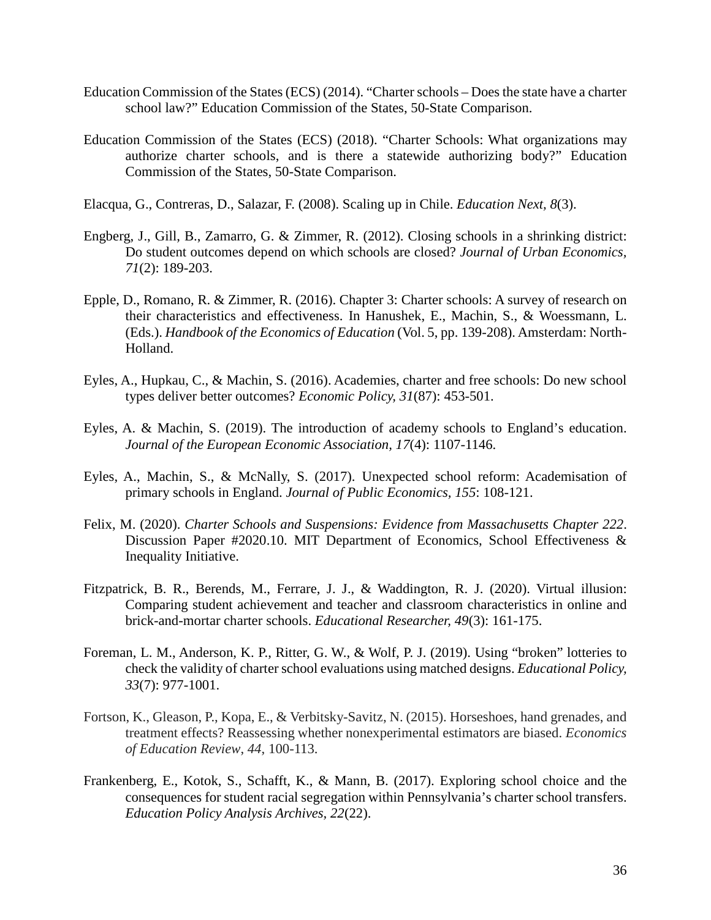Education Commission of the States (ECS) (2014). "Charter schools – Does the state have a charter school law?" Education Commission of the States, 50-State Comparison.

Education Commission of the States (ECS) (2018). "Charter Schools: What organizations may authorize charter schools, and is there a statewide authorizing body?" Education Commission of the States, 50-State Comparison.

Elacqua, G., Contreras, D., Salazar, F. (2008). Scaling up in Chile. *Education Next, 8*(3).

Engberg, J., Gill, B., Zamarro, G. & Zimmer, R. (2012). Closing schools in a shrinking district: Do student outcomes depend on which schools are closed? *Journal of Urban Economics, 71*(2): 189-203.

Epple, D., Romano, R. & Zimmer, R. (2016). Chapter 3: Charter schools: A survey of research on their characteristics and effectiveness. In Hanushek, E., Machin, S., & Woessmann, L. (Eds.). *Handbook of the Economics of Education* (Vol. 5, pp. 139-208). Amsterdam: North-Holland.

Eyles, A., Hupkau, C., & Machin, S. (2016). Academies, charter and free schools: Do new school types deliver better outcomes? *Economic Policy, 31*(87): 453-501.

Eyles, A. & Machin, S. (2019). The introduction of academy schools to England's education. *Journal of the European Economic Association, 17*(4): 1107-1146.

Eyles, A., Machin, S., & McNally, S. (2017). Unexpected school reform: Academisation of primary schools in England. *Journal of Public Economics, 155*: 108-121.

Felix, M. (2020). *Charter Schools and Suspensions: Evidence from Massachusetts Chapter 222*. Discussion Paper #2020.10. MIT Department of Economics, School Effectiveness & Inequality Initiative.

Fitzpatrick, B. R., Berends, M., Ferrare, J. J., & Waddington, R. J. (2020). Virtual illusion: Comparing student achievement and teacher and classroom characteristics in online and brick-and-mortar charter schools. *Educational Researcher, 49*(3): 161-175.

Foreman, L. M., Anderson, K. P., Ritter, G. W., & Wolf, P. J. (2019). Using "broken" lotteries to check the validity of charter school evaluations using matched designs. *Educational Policy, 33*(7): 977-1001.

Fortson, K., Gleason, P., Kopa, E., & Verbitsky-Savitz, N. (2015). Horseshoes, hand grenades, and treatment effects? Reassessing whether nonexperimental estimators are biased. *Economics of Education Review*, *44*, 100-113.

Frankenberg, E., Kotok, S., Schafft, K., & Mann, B. (2017). Exploring school choice and the consequences for student racial segregation within Pennsylvania's charter school transfers. *Education Policy Analysis Archives, 22*(22).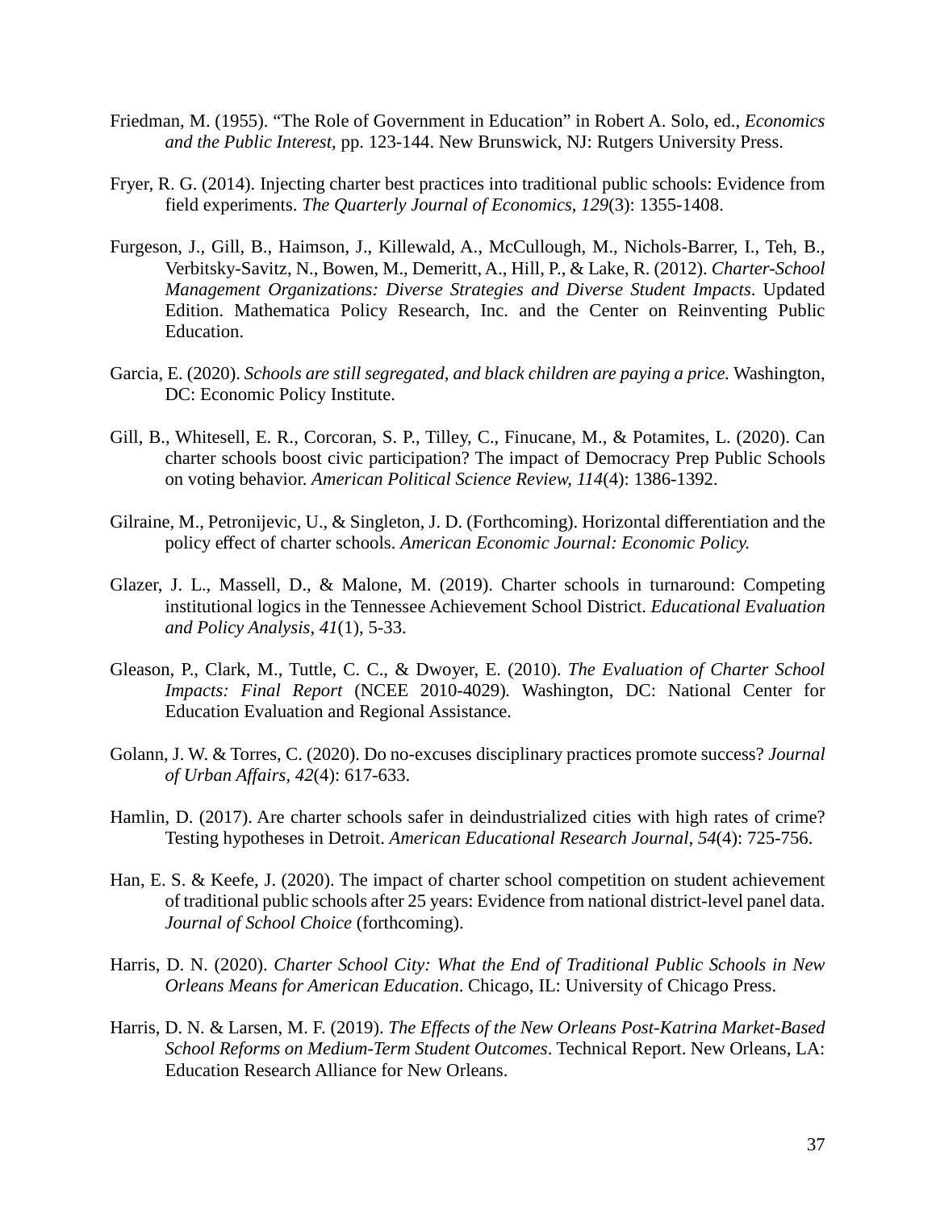Friedman, M. (1955). “The Role of Government in Education” in Robert A. Solo, ed., *Economics and the Public Interest*, pp. 123-144. New Brunswick, NJ: Rutgers University Press.

Fryer, R. G. (2014). Injecting charter best practices into traditional public schools: Evidence from field experiments. *The Quarterly Journal of Economics, 129*(3): 1355-1408.

Furgeson, J., Gill, B., Haimson, J., Killewald, A., McCullough, M., Nichols-Barrer, I., Teh, B., Verbitsky-Savitz, N., Bowen, M., Demeritt, A., Hill, P., & Lake, R. (2012). *Charter-School Management Organizations: Diverse Strategies and Diverse Student Impacts*. Updated Edition. Mathematica Policy Research, Inc. and the Center on Reinventing Public Education.

Garcia, E. (2020). *Schools are still segregated, and black children are paying a price.* Washington, DC: Economic Policy Institute.

Gill, B., Whitesell, E. R., Corcoran, S. P., Tilley, C., Finucane, M., & Potamites, L. (2020). Can charter schools boost civic participation? The impact of Democracy Prep Public Schools on voting behavior. *American Political Science Review, 114*(4): 1386-1392.

Gilraine, M., Petronijevic, U., & Singleton, J. D. (Forthcoming). Horizontal differentiation and the policy effect of charter schools. *American Economic Journal: Economic Policy.*

Glazer, J. L., Massell, D., & Malone, M. (2019). Charter schools in turnaround: Competing institutional logics in the Tennessee Achievement School District. *Educational Evaluation and Policy Analysis*, *41*(1), 5-33.

Gleason, P., Clark, M., Tuttle, C. C., & Dwoyer, E. (2010). *The Evaluation of Charter School Impacts: Final Report* (NCEE 2010-4029). Washington, DC: National Center for Education Evaluation and Regional Assistance.

Golann, J. W. & Torres, C. (2020). Do no-excuses disciplinary practices promote success? *Journal of Urban Affairs, 42*(4): 617-633.

Hamlin, D. (2017). Are charter schools safer in deindustrialized cities with high rates of crime? Testing hypotheses in Detroit. *American Educational Research Journal*, *54*(4): 725-756.

Han, E. S. & Keefe, J. (2020). The impact of charter school competition on student achievement of traditional public schools after 25 years: Evidence from national district-level panel data. *Journal of School Choice* (forthcoming).

Harris, D. N. (2020). *Charter School City: What the End of Traditional Public Schools in New Orleans Means for American Education*. Chicago, IL: University of Chicago Press.

Harris, D. N. & Larsen, M. F. (2019). *The Effects of the New Orleans Post-Katrina Market-Based School Reforms on Medium-Term Student Outcomes*. Technical Report. New Orleans, LA: Education Research Alliance for New Orleans.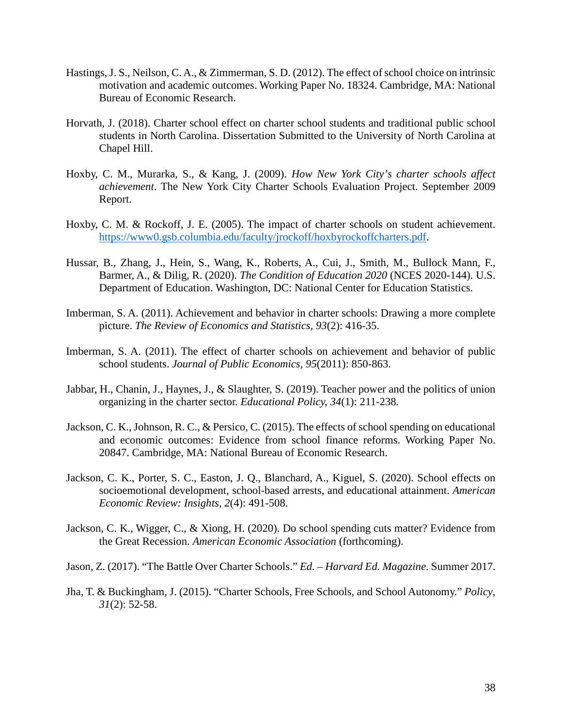Hastings, J. S., Neilson, C. A., & Zimmerman, S. D. (2012). The effect of school choice on intrinsic motivation and academic outcomes. Working Paper No. 18324. Cambridge, MA: National Bureau of Economic Research.

Horvath, J. (2018). Charter school effect on charter school students and traditional public school students in North Carolina. Dissertation Submitted to the University of North Carolina at Chapel Hill.

Hoxby, C. M., Murarka, S., & Kang, J. (2009). *How New York City's charter schools affect achievement*. The New York City Charter Schools Evaluation Project. September 2009 Report.

Hoxby, C. M. & Rockoff, J. E. (2005). The impact of charter schools on student achievement. [https://www0.gsb.columbia.edu/faculty/jrockoff/hoxbyrockoffcharters.pdf](https://www0.gsb.columbia.edu/faculty/jrockoff/hoxbyrockoffcharters.pdf).

Hussar, B., Zhang, J., Hein, S., Wang, K., Roberts, A., Cui, J., Smith, M., Bullock Mann, F., Barmer, A., & Dilig, R. (2020). *The Condition of Education 2020* (NCES 2020-144). U.S. Department of Education. Washington, DC: National Center for Education Statistics.

Imberman, S. A. (2011). Achievement and behavior in charter schools: Drawing a more complete picture. *The Review of Economics and Statistics, 93*(2): 416-35.

Imberman, S. A. (2011). The effect of charter schools on achievement and behavior of public school students. *Journal of Public Economics, 95*(2011): 850-863.

Jabbar, H., Chanin, J., Haynes, J., & Slaughter, S. (2019). Teacher power and the politics of union organizing in the charter sector. *Educational Policy, 34*(1): 211-238.

Jackson, C. K., Johnson, R. C., & Persico, C. (2015). The effects of school spending on educational and economic outcomes: Evidence from school finance reforms. Working Paper No. 20847. Cambridge, MA: National Bureau of Economic Research.

Jackson, C. K., Porter, S. C., Easton, J. Q., Blanchard, A., Kiguel, S. (2020). School effects on socioemotional development, school-based arrests, and educational attainment. *American Economic Review: Insights, 2*(4): 491-508.

Jackson, C. K., Wigger, C., & Xiong, H. (2020). Do school spending cuts matter? Evidence from the Great Recession. *American Economic Association* (forthcoming).

Jason, Z. (2017). "The Battle Over Charter Schools." *Ed. – Harvard Ed. Magazine*. Summer 2017.

Jha, T. & Buckingham, J. (2015). "Charter Schools, Free Schools, and School Autonomy." *Policy, 31*(2): 52-58.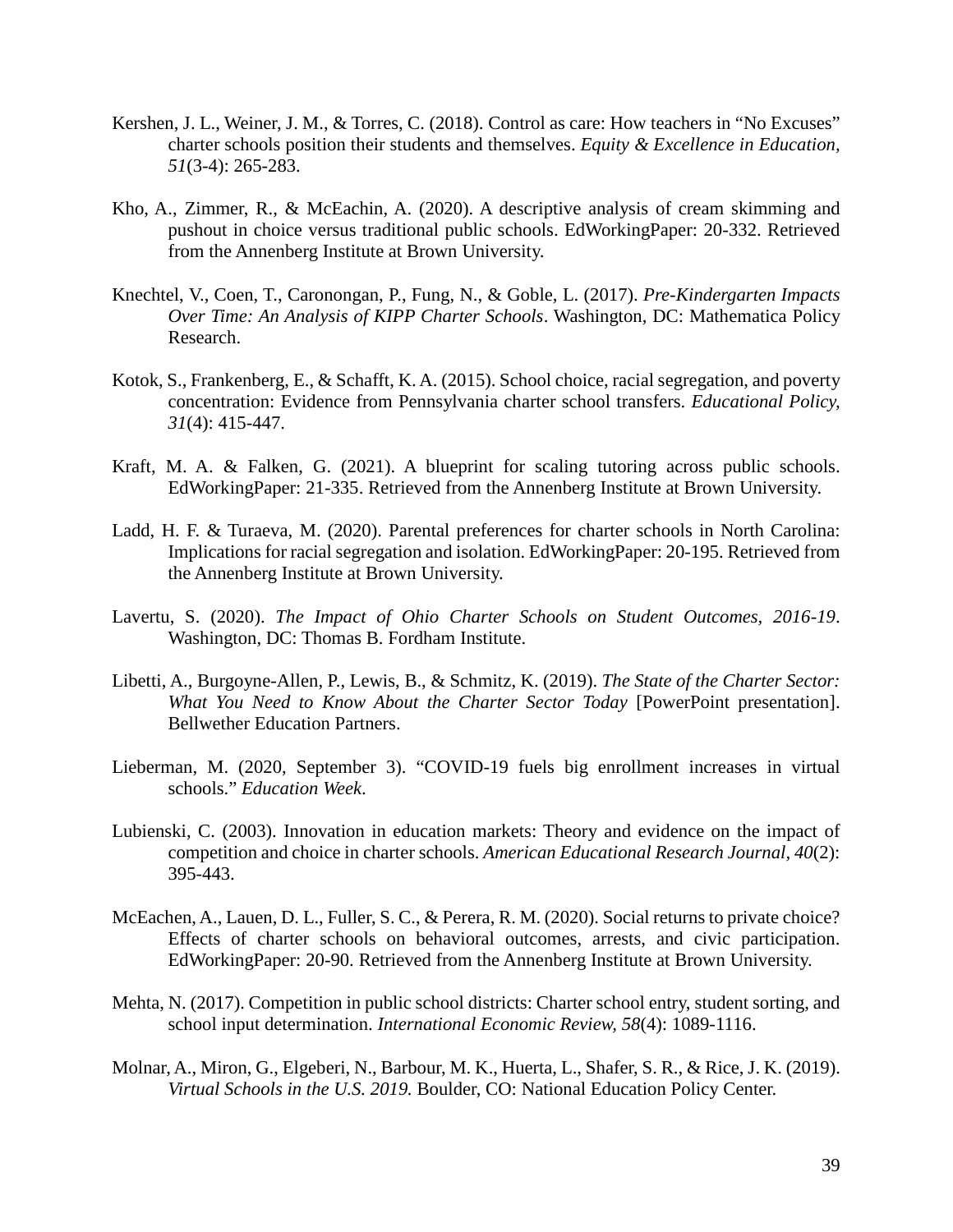Kershen, J. L., Weiner, J. M., & Torres, C. (2018). Control as care: How teachers in "No Excuses" charter schools position their students and themselves. *Equity & Excellence in Education, 51*(3-4): 265-283.

Kho, A., Zimmer, R., & McEachin, A. (2020). A descriptive analysis of cream skimming and pushout in choice versus traditional public schools. EdWorkingPaper: 20-332. Retrieved from the Annenberg Institute at Brown University.

Knechtel, V., Coen, T., Caronongan, P., Fung, N., & Goble, L. (2017). *Pre-Kindergarten Impacts Over Time: An Analysis of KIPP Charter Schools*. Washington, DC: Mathematica Policy Research.

Kotok, S., Frankenberg, E., & Schafft, K. A. (2015). School choice, racial segregation, and poverty concentration: Evidence from Pennsylvania charter school transfers. *Educational Policy, 31*(4): 415-447.

Kraft, M. A. & Falken, G. (2021). A blueprint for scaling tutoring across public schools. EdWorkingPaper: 21-335. Retrieved from the Annenberg Institute at Brown University.

Ladd, H. F. & Turaeva, M. (2020). Parental preferences for charter schools in North Carolina: Implications for racial segregation and isolation. EdWorkingPaper: 20-195. Retrieved from the Annenberg Institute at Brown University.

Lavertu, S. (2020). *The Impact of Ohio Charter Schools on Student Outcomes, 2016-19*. Washington, DC: Thomas B. Fordham Institute.

Libetti, A., Burgoyne-Allen, P., Lewis, B., & Schmitz, K. (2019). *The State of the Charter Sector: What You Need to Know About the Charter Sector Today* [PowerPoint presentation]. Bellwether Education Partners.

Lieberman, M. (2020, September 3). "COVID-19 fuels big enrollment increases in virtual schools." *Education Week*.

Lubienski, C. (2003). Innovation in education markets: Theory and evidence on the impact of competition and choice in charter schools. *American Educational Research Journal*, *40*(2): 395-443.

McEachen, A., Lauen, D. L., Fuller, S. C., & Perera, R. M. (2020). Social returns to private choice? Effects of charter schools on behavioral outcomes, arrests, and civic participation. EdWorkingPaper: 20-90. Retrieved from the Annenberg Institute at Brown University.

Mehta, N. (2017). Competition in public school districts: Charter school entry, student sorting, and school input determination. *International Economic Review, 58*(4): 1089-1116.

Molnar, A., Miron, G., Elgeberi, N., Barbour, M. K., Huerta, L., Shafer, S. R., & Rice, J. K. (2019). *Virtual Schools in the U.S. 2019.* Boulder, CO: National Education Policy Center.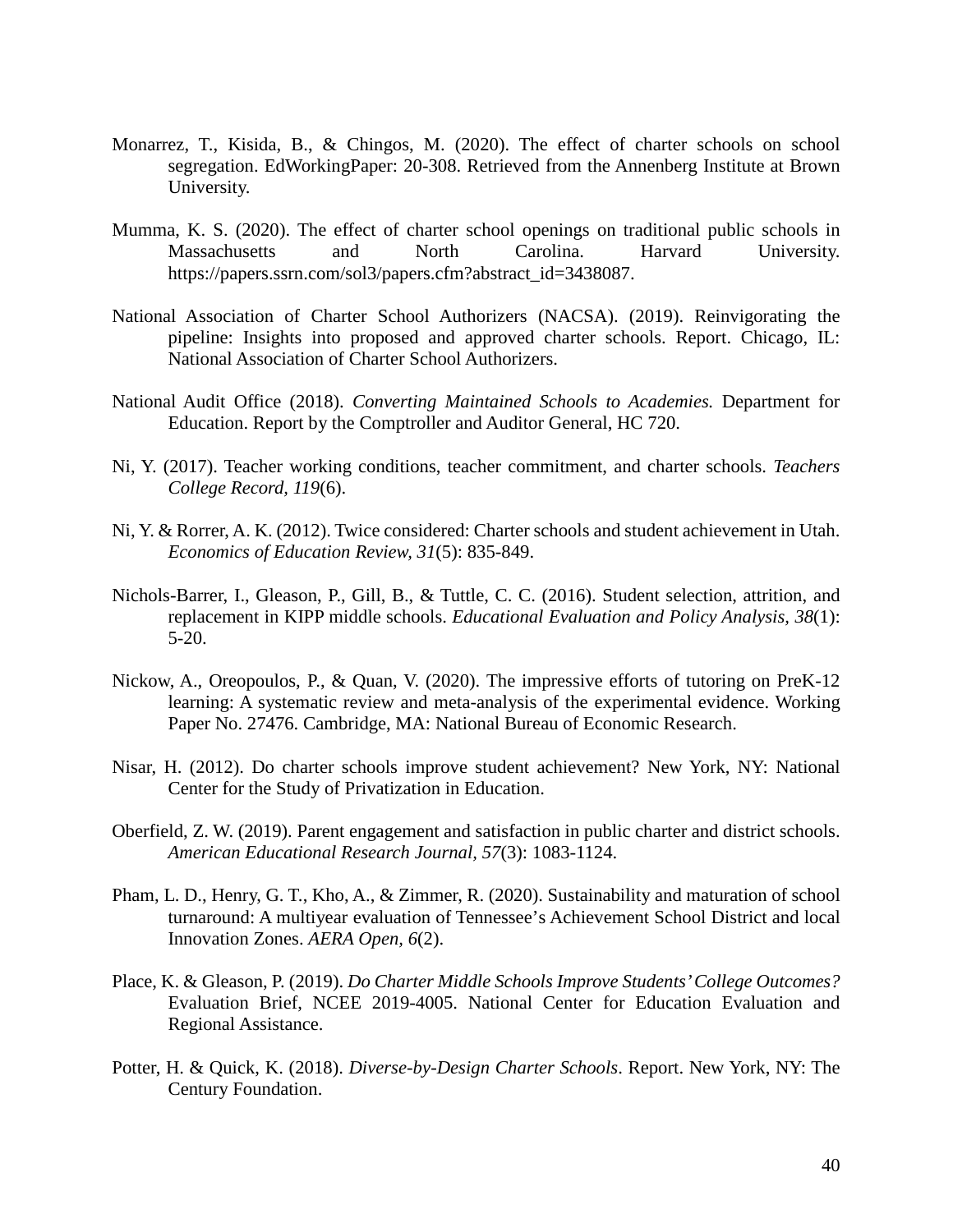Monarrez, T., Kisida, B., & Chingos, M. (2020). The effect of charter schools on school segregation. EdWorkingPaper: 20-308. Retrieved from the Annenberg Institute at Brown University.

Mumma, K. S. (2020). The effect of charter school openings on traditional public schools in Massachusetts and North Carolina. Harvard University. https://papers.ssrn.com/sol3/papers.cfm?abstract_id=3438087.

National Association of Charter School Authorizers (NACSA). (2019). Reinvigorating the pipeline: Insights into proposed and approved charter schools. Report. Chicago, IL: National Association of Charter School Authorizers.

National Audit Office (2018). *Converting Maintained Schools to Academies.* Department for Education. Report by the Comptroller and Auditor General, HC 720.

Ni, Y. (2017). Teacher working conditions, teacher commitment, and charter schools. *Teachers College Record*, *119*(6).

Ni, Y. & Rorrer, A. K. (2012). Twice considered: Charter schools and student achievement in Utah. *Economics of Education Review, 31*(5): 835-849.

Nichols-Barrer, I., Gleason, P., Gill, B., & Tuttle, C. C. (2016). Student selection, attrition, and replacement in KIPP middle schools. *Educational Evaluation and Policy Analysis, 38*(1): 5-20.

Nickow, A., Oreopoulos, P., & Quan, V. (2020). The impressive efforts of tutoring on PreK-12 learning: A systematic review and meta-analysis of the experimental evidence. Working Paper No. 27476. Cambridge, MA: National Bureau of Economic Research.

Nisar, H. (2012). Do charter schools improve student achievement? New York, NY: National Center for the Study of Privatization in Education.

Oberfield, Z. W. (2019). Parent engagement and satisfaction in public charter and district schools. *American Educational Research Journal, 57*(3): 1083-1124.

Pham, L. D., Henry, G. T., Kho, A., & Zimmer, R. (2020). Sustainability and maturation of school turnaround: A multiyear evaluation of Tennessee's Achievement School District and local Innovation Zones. *AERA Open, 6*(2).

Place, K. & Gleason, P. (2019). *Do Charter Middle Schools Improve Students' College Outcomes?* Evaluation Brief, NCEE 2019-4005. National Center for Education Evaluation and Regional Assistance.

Potter, H. & Quick, K. (2018). *Diverse-by-Design Charter Schools*. Report. New York, NY: The Century Foundation.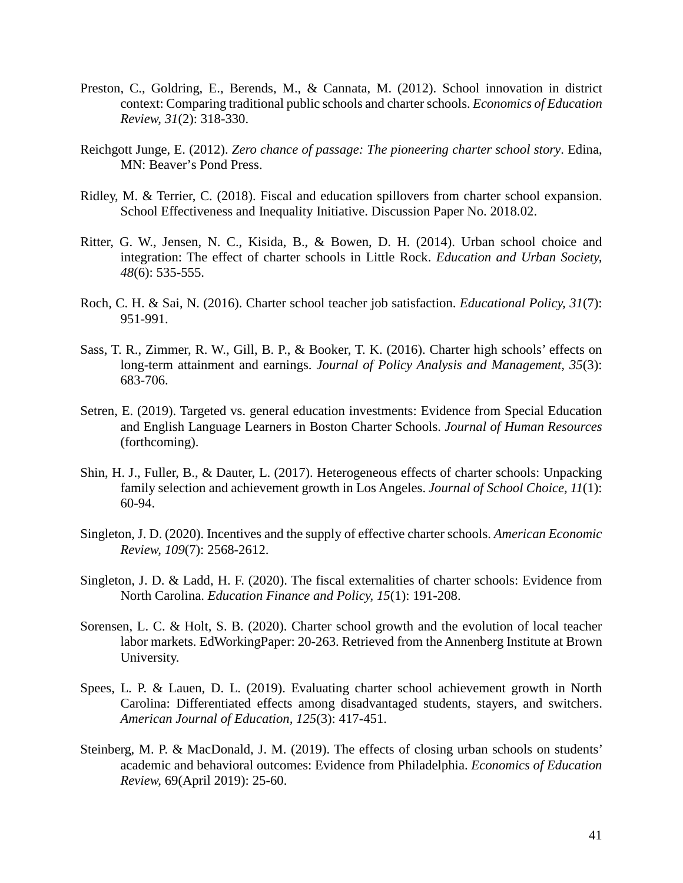Preston, C., Goldring, E., Berends, M., & Cannata, M. (2012). School innovation in district context: Comparing traditional public schools and charter schools. *Economics of Education Review, 31*(2): 318-330.

Reichgott Junge, E. (2012). *Zero chance of passage: The pioneering charter school story*. Edina, MN: Beaver's Pond Press.

Ridley, M. & Terrier, C. (2018). Fiscal and education spillovers from charter school expansion. School Effectiveness and Inequality Initiative. Discussion Paper No. 2018.02.

Ritter, G. W., Jensen, N. C., Kisida, B., & Bowen, D. H. (2014). Urban school choice and integration: The effect of charter schools in Little Rock. *Education and Urban Society, 48*(6): 535-555.

Roch, C. H. & Sai, N. (2016). Charter school teacher job satisfaction. *Educational Policy, 31*(7): 951-991.

Sass, T. R., Zimmer, R. W., Gill, B. P., & Booker, T. K. (2016). Charter high schools' effects on long-term attainment and earnings. *Journal of Policy Analysis and Management, 35*(3): 683-706.

Setren, E. (2019). Targeted vs. general education investments: Evidence from Special Education and English Language Learners in Boston Charter Schools. *Journal of Human Resources* (forthcoming).

Shin, H. J., Fuller, B., & Dauter, L. (2017). Heterogeneous effects of charter schools: Unpacking family selection and achievement growth in Los Angeles. *Journal of School Choice, 11*(1): 60-94.

Singleton, J. D. (2020). Incentives and the supply of effective charter schools. *American Economic Review, 109*(7): 2568-2612.

Singleton, J. D. & Ladd, H. F. (2020). The fiscal externalities of charter schools: Evidence from North Carolina. *Education Finance and Policy, 15*(1): 191-208.

Sorensen, L. C. & Holt, S. B. (2020). Charter school growth and the evolution of local teacher labor markets. EdWorkingPaper: 20-263. Retrieved from the Annenberg Institute at Brown University.

Spees, L. P. & Lauen, D. L. (2019). Evaluating charter school achievement growth in North Carolina: Differentiated effects among disadvantaged students, stayers, and switchers. *American Journal of Education, 125*(3): 417-451.

Steinberg, M. P. & MacDonald, J. M. (2019). The effects of closing urban schools on students' academic and behavioral outcomes: Evidence from Philadelphia. *Economics of Education Review,* 69(April 2019): 25-60.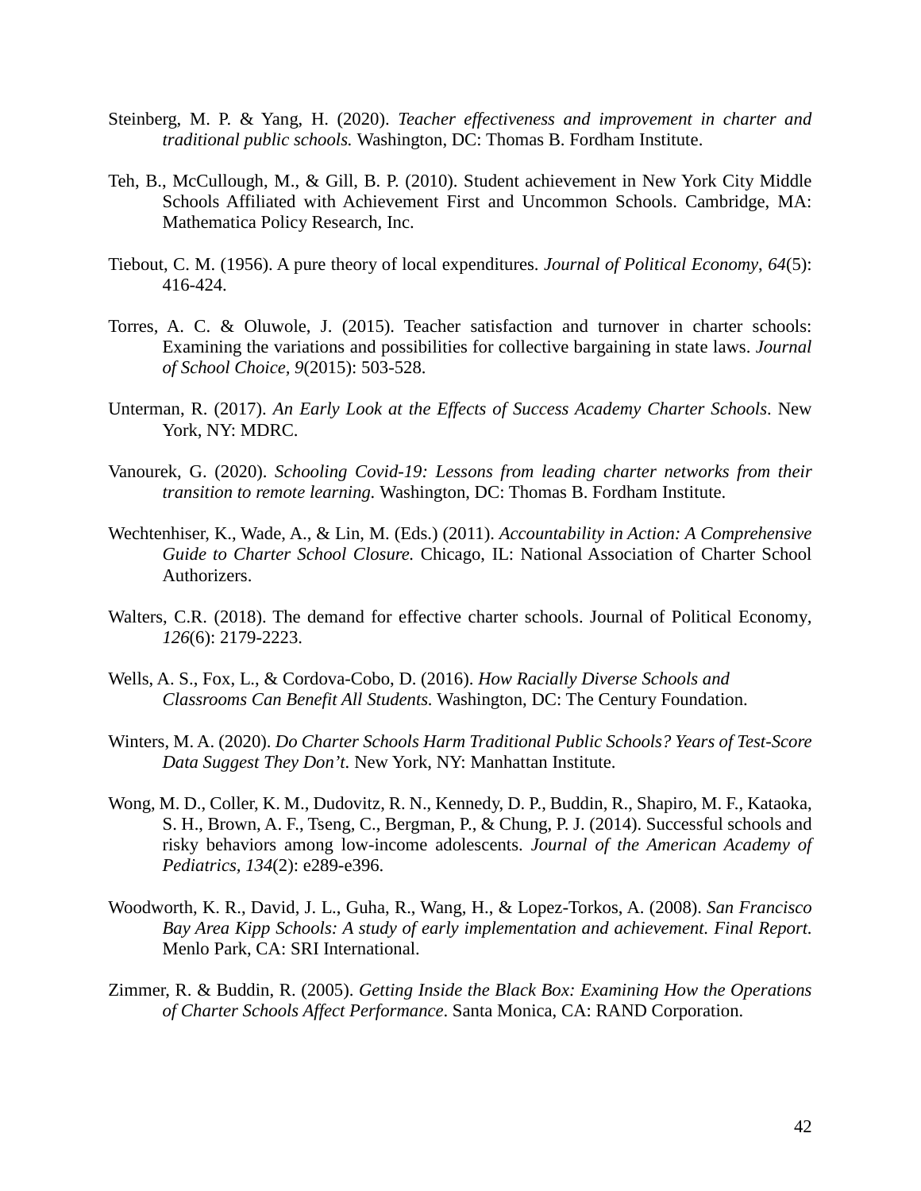Steinberg, M. P. & Yang, H. (2020). *Teacher effectiveness and improvement in charter and traditional public schools.* Washington, DC: Thomas B. Fordham Institute.

Teh, B., McCullough, M., & Gill, B. P. (2010). Student achievement in New York City Middle Schools Affiliated with Achievement First and Uncommon Schools. Cambridge, MA: Mathematica Policy Research, Inc.

Tiebout, C. M. (1956). A pure theory of local expenditures. *Journal of Political Economy*, *64*(5): 416-424.

Torres, A. C. & Oluwole, J. (2015). Teacher satisfaction and turnover in charter schools: Examining the variations and possibilities for collective bargaining in state laws. *Journal of School Choice*, *9*(2015): 503-528.

Unterman, R. (2017). *An Early Look at the Effects of Success Academy Charter Schools*. New York, NY: MDRC.

Vanourek, G. (2020). *Schooling Covid-19: Lessons from leading charter networks from their transition to remote learning.* Washington, DC: Thomas B. Fordham Institute.

Wechtenhiser, K., Wade, A., & Lin, M. (Eds.) (2011). *Accountability in Action: A Comprehensive Guide to Charter School Closure.* Chicago, IL: National Association of Charter School Authorizers.

Walters, C.R. (2018). The demand for effective charter schools. Journal of Political Economy, *126*(6): 2179-2223.

Wells, A. S., Fox, L., & Cordova-Cobo, D. (2016). *How Racially Diverse Schools and Classrooms Can Benefit All Students*. Washington, DC: The Century Foundation.

Winters, M. A. (2020). *Do Charter Schools Harm Traditional Public Schools? Years of Test-Score Data Suggest They Don't*. New York, NY: Manhattan Institute.

Wong, M. D., Coller, K. M., Dudovitz, R. N., Kennedy, D. P., Buddin, R., Shapiro, M. F., Kataoka, S. H., Brown, A. F., Tseng, C., Bergman, P., & Chung, P. J. (2014). Successful schools and risky behaviors among low-income adolescents. *Journal of the American Academy of Pediatrics, 134*(2): e289-e396.

Woodworth, K. R., David, J. L., Guha, R., Wang, H., & Lopez-Torkos, A. (2008). *San Francisco Bay Area Kipp Schools: A study of early implementation and achievement. Final Report.* Menlo Park, CA: SRI International.

Zimmer, R. & Buddin, R. (2005). *Getting Inside the Black Box: Examining How the Operations of Charter Schools Affect Performance*. Santa Monica, CA: RAND Corporation.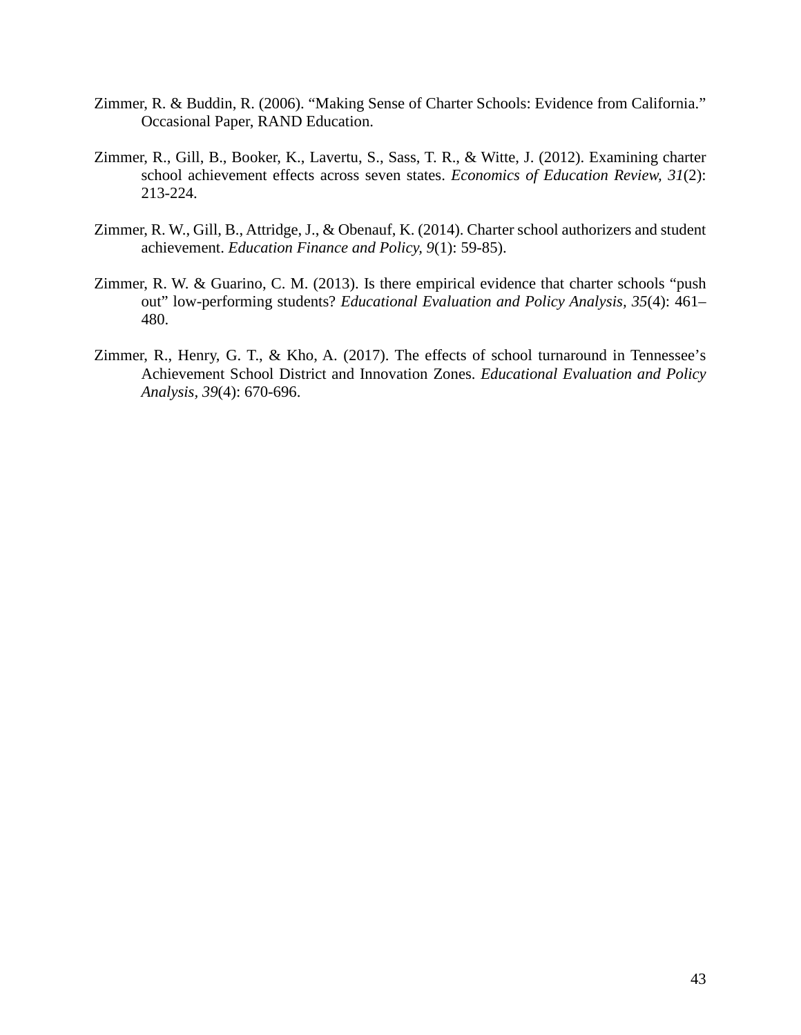Zimmer, R. & Buddin, R. (2006). "Making Sense of Charter Schools: Evidence from California." Occasional Paper, RAND Education.

Zimmer, R., Gill, B., Booker, K., Lavertu, S., Sass, T. R., & Witte, J. (2012). Examining charter school achievement effects across seven states. *Economics of Education Review, 31*(2): 213-224.

Zimmer, R. W., Gill, B., Attridge, J., & Obenauf, K. (2014). Charter school authorizers and student achievement. *Education Finance and Policy, 9*(1): 59-85).

Zimmer, R. W. & Guarino, C. M. (2013). Is there empirical evidence that charter schools "push out" low-performing students? *Educational Evaluation and Policy Analysis, 35*(4): 461–480.

Zimmer, R., Henry, G. T., & Kho, A. (2017). The effects of school turnaround in Tennessee's Achievement School District and Innovation Zones. *Educational Evaluation and Policy Analysis, 39*(4): 670-696.